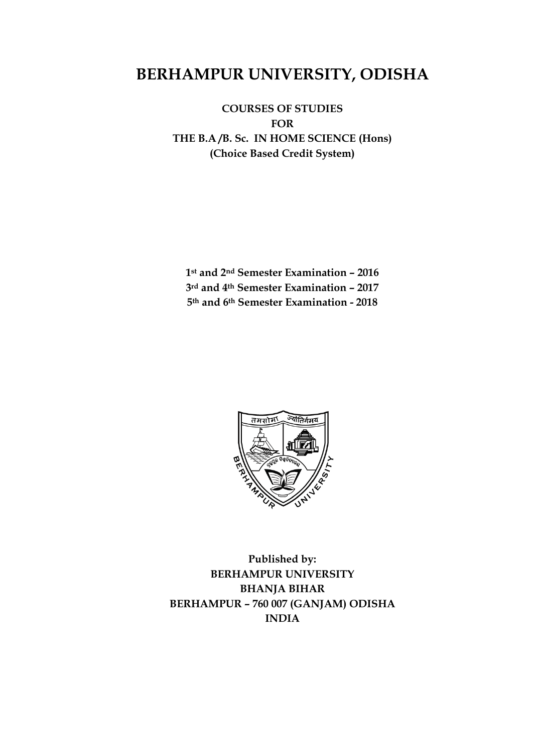# BERHAMPUR UNIVERSITY, ODISHA

**COURSES OF STUDIES**
**FOR**
**THE B.A /B. Sc. IN HOME SCIENCE (Hons)**
**(Choice Based Credit System)**

**1st and 2nd Semester Examination – 2016**
**3rd and 4th Semester Examination – 2017**
**5th and 6th Semester Examination - 2018**

**Published by:**
**BERHAMPUR UNIVERSITY**
**BHANJA BIHAR**
**BERHAMPUR – 760 007 (GANJAM) ODISHA**
**INDIA**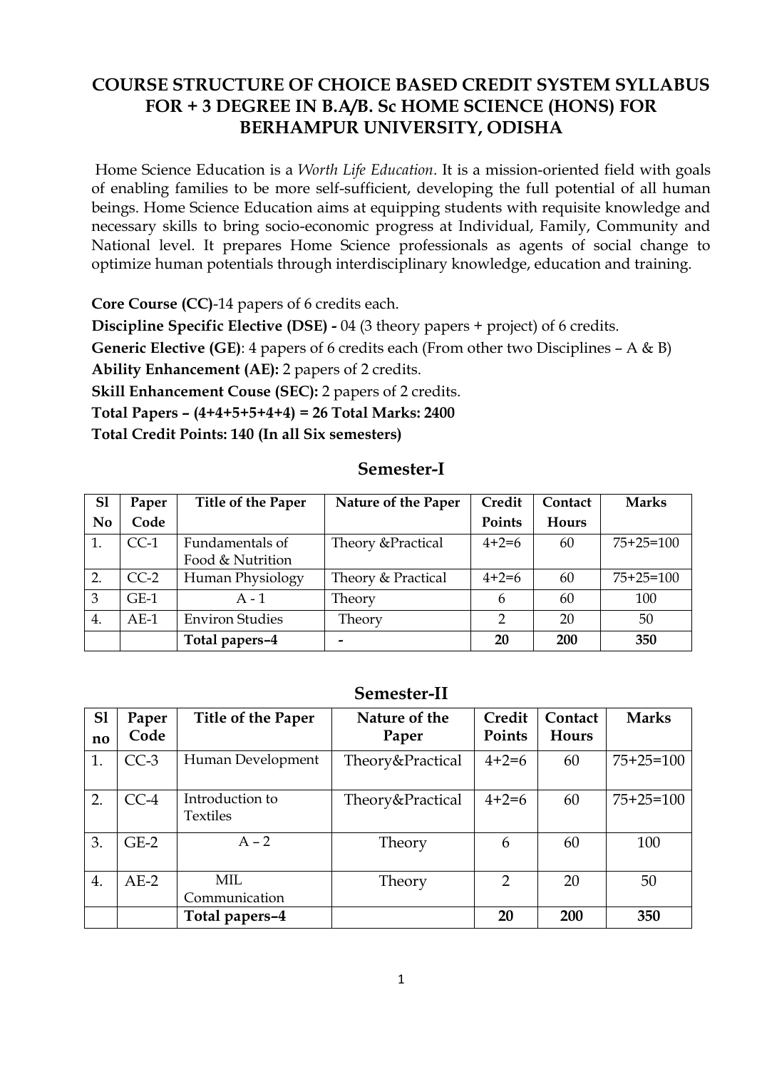# COURSE STRUCTURE OF CHOICE BASED CREDIT SYSTEM SYLLABUS FOR + 3 DEGREE IN B.A/B. Sc HOME SCIENCE (HONS) FOR BERHAMPUR UNIVERSITY, ODISHA

Home Science Education is a *Worth Life Education*. It is a mission-oriented field with goals of enabling families to be more self-sufficient, developing the full potential of all human beings. Home Science Education aims at equipping students with requisite knowledge and necessary skills to bring socio-economic progress at Individual, Family, Community and National level. It prepares Home Science professionals as agents of social change to optimize human potentials through interdisciplinary knowledge, education and training.

**Core Course (CC)**-14 papers of 6 credits each.

**Discipline Specific Elective (DSE) -** 04 (3 theory papers + project) of 6 credits.

**Generic Elective (GE)**: 4 papers of 6 credits each (From other two Disciplines – A & B)

**Ability Enhancement (AE):** 2 papers of 2 credits.

**Skill Enhancement Couse (SEC):** 2 papers of 2 credits.

**Total Papers – (4+4+5+5+4+4) = 26 Total Marks: 2400**

**Total Credit Points: 140 (In all Six semesters)**

## Semester-I

| Sl No | Paper Code | Title of the Paper | Nature of the Paper | Credit Points | Contact Hours | Marks |
|---|---|---|---|---|---|---|
| 1. | CC-1 | Fundamentals of Food & Nutrition | Theory &Practical | 4+2=6 | 60 | 75+25=100 |
| 2. | CC-2 | Human Physiology | Theory & Practical | 4+2=6 | 60 | 75+25=100 |
| 3 | GE-1 | A - 1 | Theory | 6 | 60 | 100 |
| 4. | AE-1 | Environ Studies | Theory | 2 | 20 | 50 |
| | | **Total papers–4** | **-** | **20** | **200** | **350** |

## Semester-II

| Sl no | Paper Code | Title of the Paper | Nature of the Paper | Credit Points | Contact Hours | Marks |
|---|---|---|---|---|---|---|
| 1. | CC-3 | Human Development | Theory&Practical | 4+2=6 | 60 | 75+25=100 |
| 2. | CC-4 | Introduction to Textiles | Theory&Practical | 4+2=6 | 60 | 75+25=100 |
| 3. | GE-2 | A – 2 | Theory | 6 | 60 | 100 |
| 4. | AE-2 | MIL Communication | Theory | 2 | 20 | 50 |
| | | **Total papers–4** | | **20** | **200** | **350** |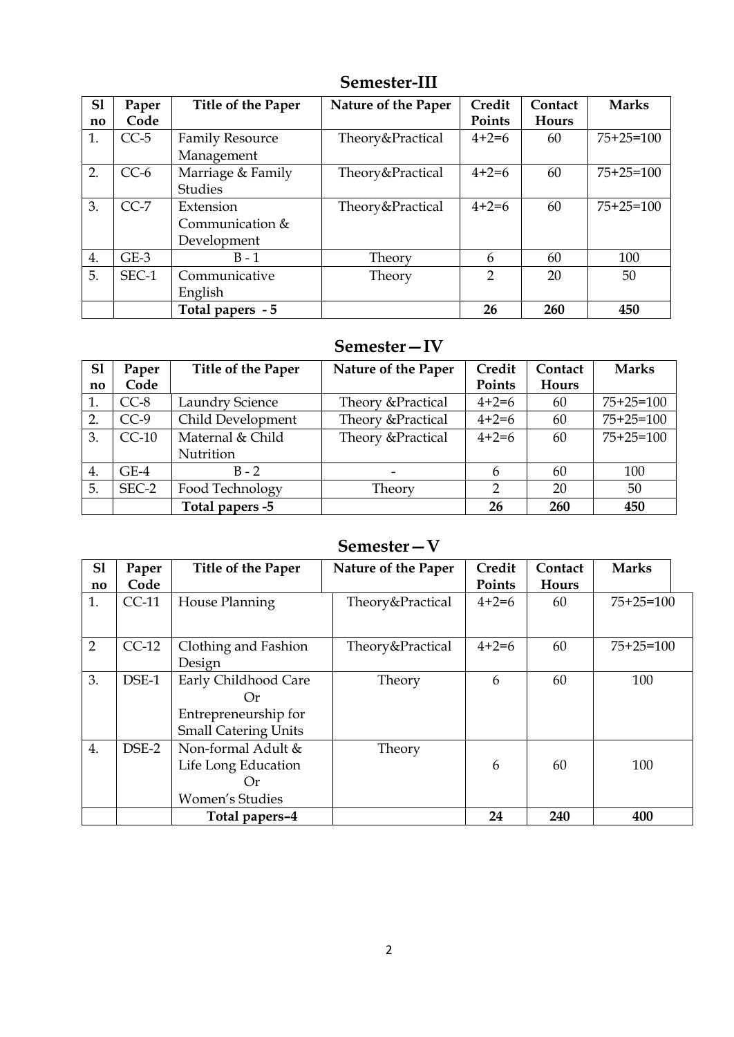## Semester-III

| Sl no | Paper Code | Title of the Paper | Nature of the Paper | Credit Points | Contact Hours | Marks |
|---|---|---|---|---|---|---|
| 1. | CC-5 | Family Resource Management | Theory&Practical | 4+2=6 | 60 | 75+25=100 |
| 2. | CC-6 | Marriage & Family Studies | Theory&Practical | 4+2=6 | 60 | 75+25=100 |
| 3. | CC-7 | Extension Communication & Development | Theory&Practical | 4+2=6 | 60 | 75+25=100 |
| 4. | GE-3 | B - 1 | Theory | 6 | 60 | 100 |
| 5. | SEC-1 | Communicative English | Theory | 2 | 20 | 50 |
| | | **Total papers - 5** | | **26** | **260** | **450** |

## Semester—IV

| Sl no | Paper Code | Title of the Paper | Nature of the Paper | Credit Points | Contact Hours | Marks |
|---|---|---|---|---|---|---|
| 1. | CC-8 | Laundry Science | Theory &Practical | 4+2=6 | 60 | 75+25=100 |
| 2. | CC-9 | Child Development | Theory &Practical | 4+2=6 | 60 | 75+25=100 |
| 3. | CC-10 | Maternal & Child Nutrition | Theory &Practical | 4+2=6 | 60 | 75+25=100 |
| 4. | GE-4 | B - 2 | - | 6 | 60 | 100 |
| 5. | SEC-2 | Food Technology | Theory | 2 | 20 | 50 |
| | | **Total papers -5** | | **26** | **260** | **450** |

## Semester—V

| Sl no | Paper Code | Title of the Paper | Nature of the Paper | Credit Points | Contact Hours | Marks |
|---|---|---|---|---|---|---|
| 1. | CC-11 | House Planning | Theory&Practical | 4+2=6 | 60 | 75+25=100 |
| 2 | CC-12 | Clothing and Fashion Design | Theory&Practical | 4+2=6 | 60 | 75+25=100 |
| 3. | DSE-1 | Early Childhood Care Or Entrepreneurship for Small Catering Units | Theory | 6 | 60 | 100 |
| 4. | DSE-2 | Non-formal Adult & Life Long Education Or Women's Studies | Theory | 6 | 60 | 100 |
| | | **Total papers–4** | | **24** | **240** | **400** |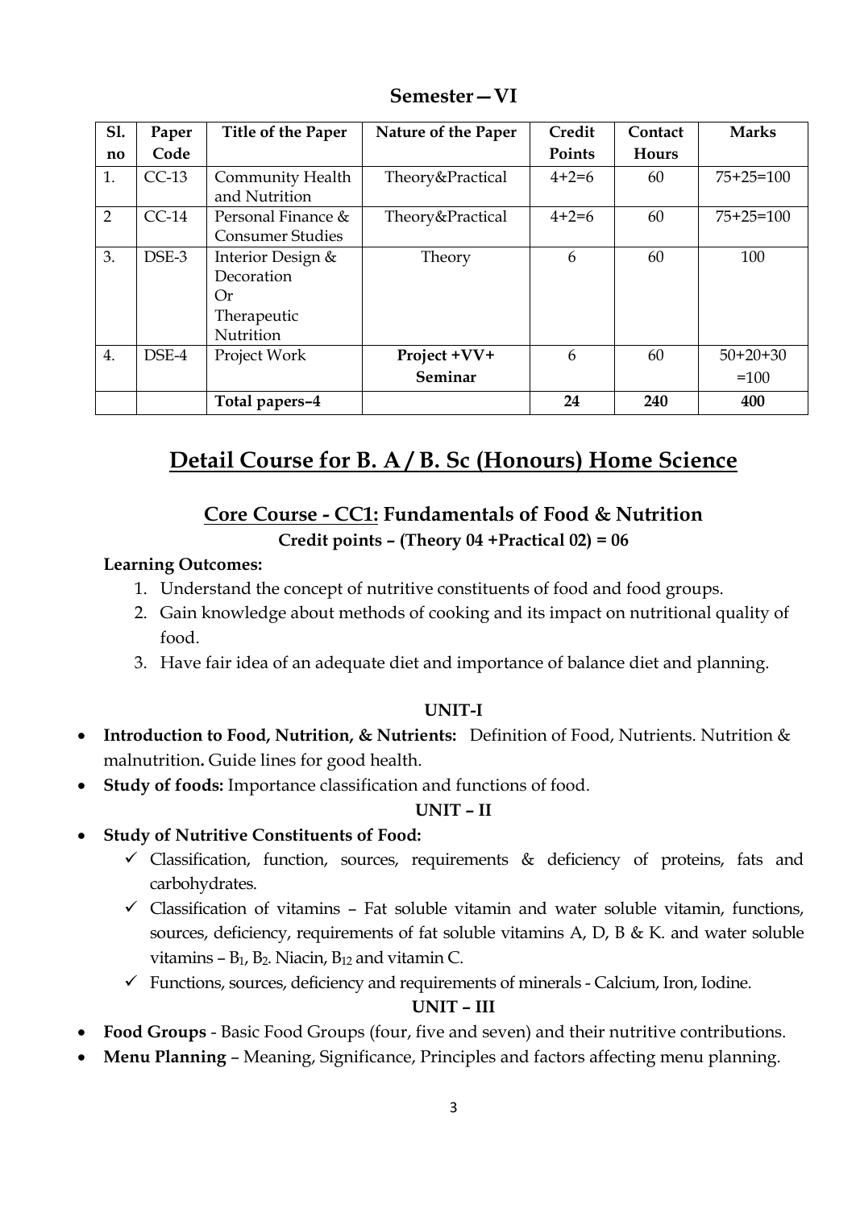## Semester – VI

| Sl. no | Paper Code | Title of the Paper | Nature of the Paper | Credit Points | Contact Hours | Marks |
|---|---|---|---|---|---|---|
| 1. | CC-13 | Community Health and Nutrition | Theory&Practical | 4+2=6 | 60 | 75+25=100 |
| 2 | CC-14 | Personal Finance & Consumer Studies | Theory&Practical | 4+2=6 | 60 | 75+25=100 |
| 3. | DSE-3 | Interior Design & Decoration Or Therapeutic Nutrition | Theory | 6 | 60 | 100 |
| 4. | DSE-4 | Project Work | **Project +VV+ Seminar** | 6 | 60 | 50+20+30 =100 |
| | | **Total papers–4** | | **24** | **240** | **400** |

# Detail Course for B. A / B. Sc (Honours) Home Science

## Core Course - CC1: Fundamentals of Food & Nutrition

**Credit points – (Theory 04 +Practical 02) = 06**

**Learning Outcomes:**

1. Understand the concept of nutritive constituents of food and food groups.
2. Gain knowledge about methods of cooking and its impact on nutritional quality of food.
3. Have fair idea of an adequate diet and importance of balance diet and planning.

**UNIT-I**

- **Introduction to Food, Nutrition, & Nutrients:** Definition of Food, Nutrients. Nutrition & malnutrition**.** Guide lines for good health.
- **Study of foods:** Importance classification and functions of food.

**UNIT – II**

- **Study of Nutritive Constituents of Food:**
  - ✓ Classification, function, sources, requirements & deficiency of proteins, fats and carbohydrates.
  - ✓ Classification of vitamins – Fat soluble vitamin and water soluble vitamin, functions, sources, deficiency, requirements of fat soluble vitamins A, D, B & K. and water soluble vitamins – $B_1$, $B_2$. Niacin, $B_{12}$ and vitamin C.
  - ✓ Functions, sources, deficiency and requirements of minerals - Calcium, Iron, Iodine.

**UNIT – III**

- **Food Groups** - Basic Food Groups (four, five and seven) and their nutritive contributions.
- **Menu Planning** – Meaning, Significance, Principles and factors affecting menu planning.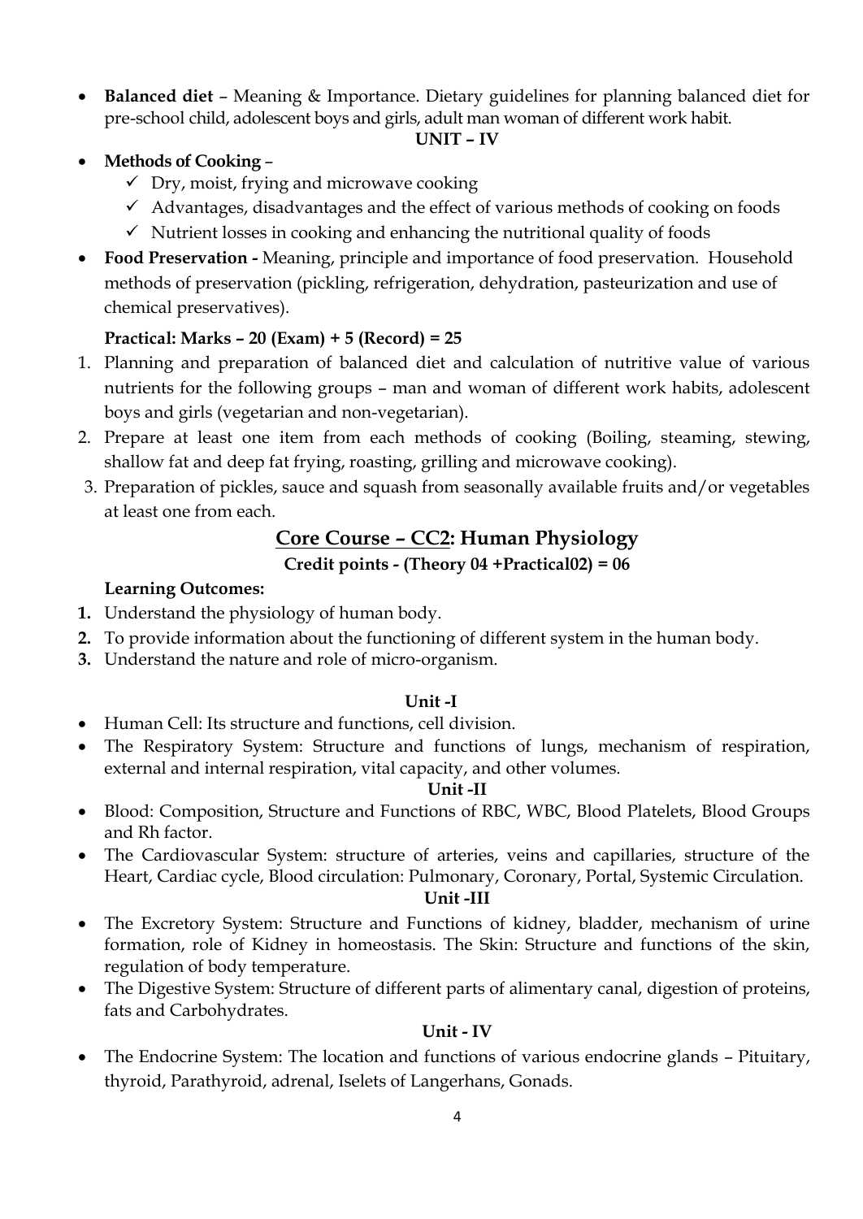- **Balanced diet** – Meaning & Importance. Dietary guidelines for planning balanced diet for pre-school child, adolescent boys and girls, adult man woman of different work habit.

**UNIT – IV**

- **Methods of Cooking** –
  - ✓ Dry, moist, frying and microwave cooking
  - ✓ Advantages, disadvantages and the effect of various methods of cooking on foods
  - ✓ Nutrient losses in cooking and enhancing the nutritional quality of foods
- **Food Preservation -** Meaning, principle and importance of food preservation. Household methods of preservation (pickling, refrigeration, dehydration, pasteurization and use of chemical preservatives).

**Practical: Marks – 20 (Exam) + 5 (Record) = 25**

1. Planning and preparation of balanced diet and calculation of nutritive value of various nutrients for the following groups – man and woman of different work habits, adolescent boys and girls (vegetarian and non-vegetarian).
2. Prepare at least one item from each methods of cooking (Boiling, steaming, stewing, shallow fat and deep fat frying, roasting, grilling and microwave cooking).
3. Preparation of pickles, sauce and squash from seasonally available fruits and/or vegetables at least one from each.

## Core Course – CC2: Human Physiology

**Credit points - (Theory 04 +Practical02) = 06**

**Learning Outcomes:**

1. Understand the physiology of human body.
2. To provide information about the functioning of different system in the human body.
3. Understand the nature and role of micro-organism.

**Unit -I**

- Human Cell: Its structure and functions, cell division.
- The Respiratory System: Structure and functions of lungs, mechanism of respiration, external and internal respiration, vital capacity, and other volumes.

**Unit -II**

- Blood: Composition, Structure and Functions of RBC, WBC, Blood Platelets, Blood Groups and Rh factor.
- The Cardiovascular System: structure of arteries, veins and capillaries, structure of the Heart, Cardiac cycle, Blood circulation: Pulmonary, Coronary, Portal, Systemic Circulation.

**Unit -III**

- The Excretory System: Structure and Functions of kidney, bladder, mechanism of urine formation, role of Kidney in homeostasis. The Skin: Structure and functions of the skin, regulation of body temperature.
- The Digestive System: Structure of different parts of alimentary canal, digestion of proteins, fats and Carbohydrates.

**Unit - IV**

- The Endocrine System: The location and functions of various endocrine glands – Pituitary, thyroid, Parathyroid, adrenal, Iselets of Langerhans, Gonads.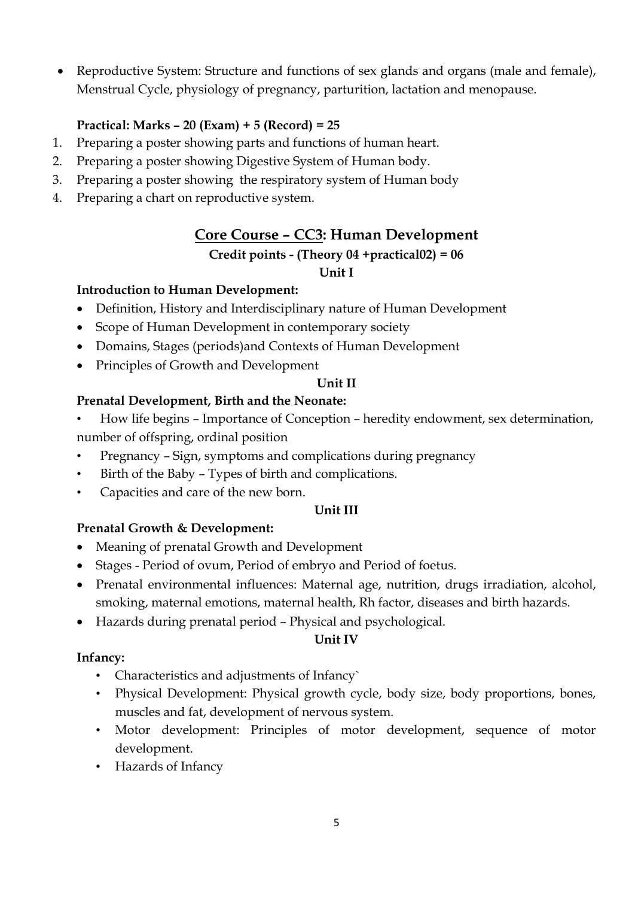- Reproductive System: Structure and functions of sex glands and organs (male and female), Menstrual Cycle, physiology of pregnancy, parturition, lactation and menopause.

**Practical: Marks – 20 (Exam) + 5 (Record) = 25**

1. Preparing a poster showing parts and functions of human heart.
2. Preparing a poster showing Digestive System of Human body.
3. Preparing a poster showing the respiratory system of Human body
4. Preparing a chart on reproductive system.

## Core Course – CC3: Human Development

**Credit points - (Theory 04 +practical02) = 06**

**Unit I**

**Introduction to Human Development:**

- Definition, History and Interdisciplinary nature of Human Development
- Scope of Human Development in contemporary society
- Domains, Stages (periods)and Contexts of Human Development
- Principles of Growth and Development

**Unit II**

**Prenatal Development, Birth and the Neonate:**

- How life begins – Importance of Conception – heredity endowment, sex determination, number of offspring, ordinal position
- Pregnancy – Sign, symptoms and complications during pregnancy
- Birth of the Baby – Types of birth and complications.
- Capacities and care of the new born.

**Unit III**

**Prenatal Growth & Development:**

- Meaning of prenatal Growth and Development
- Stages - Period of ovum, Period of embryo and Period of foetus.
- Prenatal environmental influences: Maternal age, nutrition, drugs irradiation, alcohol, smoking, maternal emotions, maternal health, Rh factor, diseases and birth hazards.
- Hazards during prenatal period – Physical and psychological.

**Unit IV**

**Infancy:**

- Characteristics and adjustments of Infancy`
- Physical Development: Physical growth cycle, body size, body proportions, bones, muscles and fat, development of nervous system.
- Motor development: Principles of motor development, sequence of motor development.
- Hazards of Infancy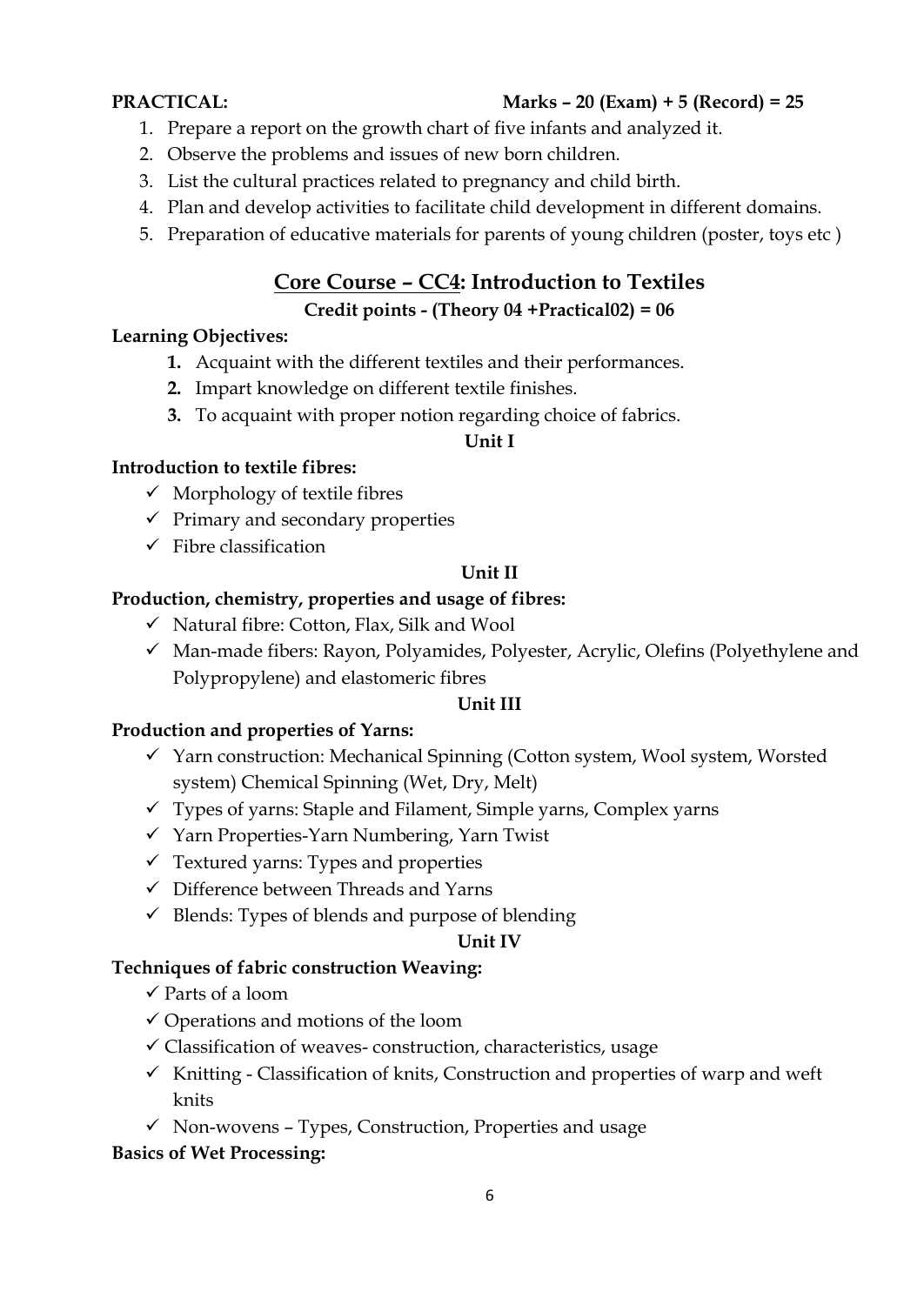**PRACTICAL: Marks – 20 (Exam) + 5 (Record) = 25**

1. Prepare a report on the growth chart of five infants and analyzed it.
2. Observe the problems and issues of new born children.
3. List the cultural practices related to pregnancy and child birth.
4. Plan and develop activities to facilitate child development in different domains.
5. Preparation of educative materials for parents of young children (poster, toys etc )

## Core Course – CC4: Introduction to Textiles

**Credit points - (Theory 04 +Practical02) = 06**

**Learning Objectives:**

1. Acquaint with the different textiles and their performances.
2. Impart knowledge on different textile finishes.
3. To acquaint with proper notion regarding choice of fabrics.

**Unit I**

**Introduction to textile fibres:**

- ✓ Morphology of textile fibres
- ✓ Primary and secondary properties
- ✓ Fibre classification

**Unit II**

**Production, chemistry, properties and usage of fibres:**

- ✓ Natural fibre: Cotton, Flax, Silk and Wool
- ✓ Man-made fibers: Rayon, Polyamides, Polyester, Acrylic, Olefins (Polyethylene and Polypropylene) and elastomeric fibres

**Unit III**

**Production and properties of Yarns:**

- ✓ Yarn construction: Mechanical Spinning (Cotton system, Wool system, Worsted system) Chemical Spinning (Wet, Dry, Melt)
- ✓ Types of yarns: Staple and Filament, Simple yarns, Complex yarns
- ✓ Yarn Properties-Yarn Numbering, Yarn Twist
- ✓ Textured yarns: Types and properties
- ✓ Difference between Threads and Yarns
- ✓ Blends: Types of blends and purpose of blending

**Unit IV**

**Techniques of fabric construction Weaving:**

- ✓ Parts of a loom
- ✓ Operations and motions of the loom
- ✓ Classification of weaves- construction, characteristics, usage
- ✓ Knitting - Classification of knits, Construction and properties of warp and weft knits
- ✓ Non-wovens – Types, Construction, Properties and usage

**Basics of Wet Processing:**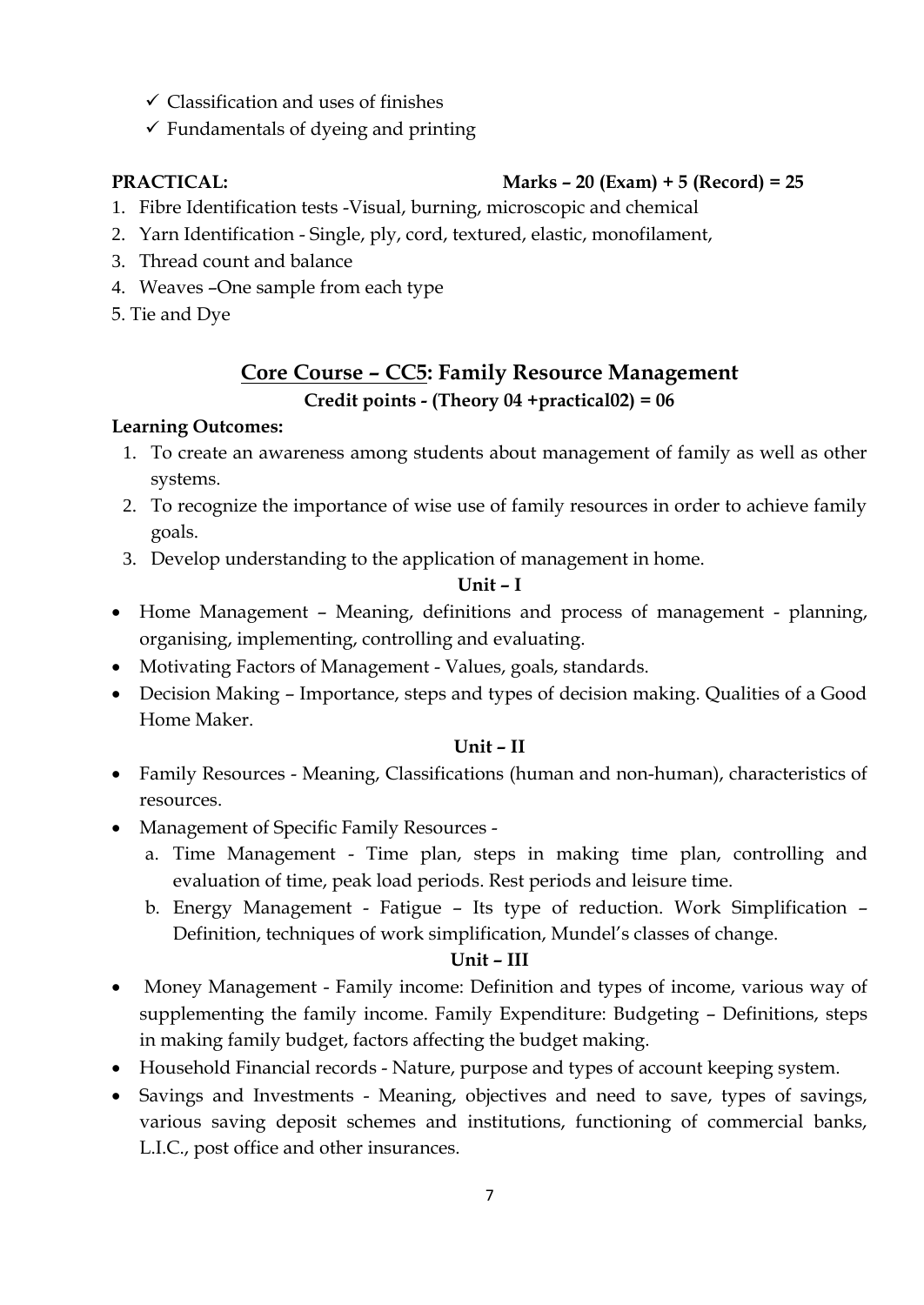- ✓ Classification and uses of finishes
- ✓ Fundamentals of dyeing and printing

**PRACTICAL:** **Marks – 20 (Exam) + 5 (Record) = 25**

1. Fibre Identification tests -Visual, burning, microscopic and chemical
2. Yarn Identification - Single, ply, cord, textured, elastic, monofilament,
3. Thread count and balance
4. Weaves –One sample from each type
5. Tie and Dye

## <u>Core Course – CC5</u>: Family Resource Management

**Credit points - (Theory 04 +practical02) = 06**

**Learning Outcomes:**

1. To create an awareness among students about management of family as well as other systems.
2. To recognize the importance of wise use of family resources in order to achieve family goals.
3. Develop understanding to the application of management in home.

**Unit – I**

- Home Management – Meaning, definitions and process of management - planning, organising, implementing, controlling and evaluating.
- Motivating Factors of Management - Values, goals, standards.
- Decision Making – Importance, steps and types of decision making. Qualities of a Good Home Maker.

**Unit – II**

- Family Resources - Meaning, Classifications (human and non-human), characteristics of resources.
- Management of Specific Family Resources -
  - a. Time Management - Time plan, steps in making time plan, controlling and evaluation of time, peak load periods. Rest periods and leisure time.
  - b. Energy Management - Fatigue – Its type of reduction. Work Simplification – Definition, techniques of work simplification, Mundel's classes of change.

**Unit – III**

- Money Management - Family income: Definition and types of income, various way of supplementing the family income. Family Expenditure: Budgeting – Definitions, steps in making family budget, factors affecting the budget making.
- Household Financial records - Nature, purpose and types of account keeping system.
- Savings and Investments - Meaning, objectives and need to save, types of savings, various saving deposit schemes and institutions, functioning of commercial banks, L.I.C., post office and other insurances.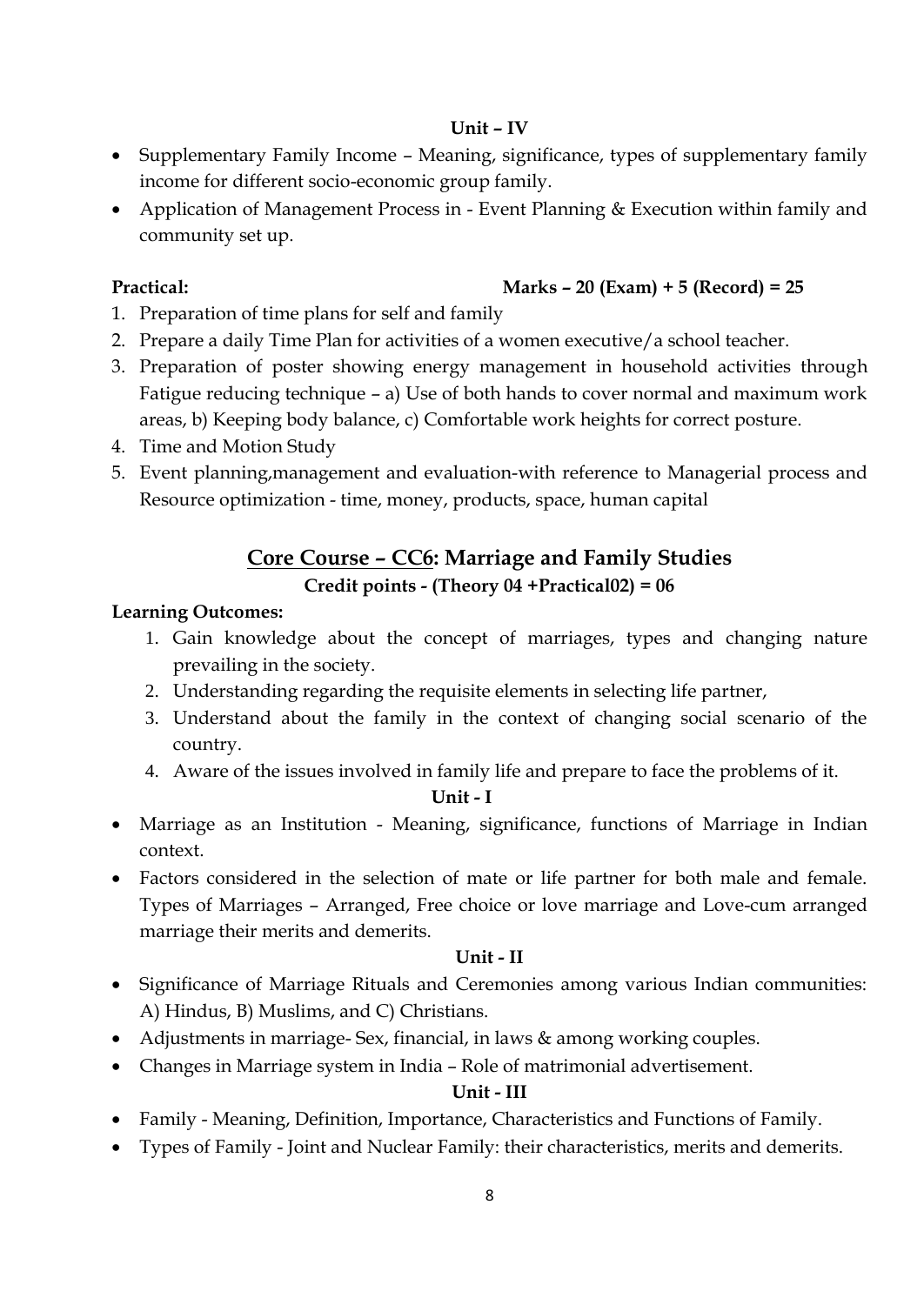**Unit – IV**

- Supplementary Family Income – Meaning, significance, types of supplementary family income for different socio-economic group family.
- Application of Management Process in - Event Planning & Execution within family and community set up.

**Practical:** **Marks – 20 (Exam) + 5 (Record) = 25**

1. Preparation of time plans for self and family
2. Prepare a daily Time Plan for activities of a women executive/a school teacher.
3. Preparation of poster showing energy management in household activities through Fatigue reducing technique – a) Use of both hands to cover normal and maximum work areas, b) Keeping body balance, c) Comfortable work heights for correct posture.
4. Time and Motion Study
5. Event planning,management and evaluation-with reference to Managerial process and Resource optimization - time, money, products, space, human capital

## <u>Core Course – CC6</u>: Marriage and Family Studies

**Credit points - (Theory 04 +Practical02) = 06**

**Learning Outcomes:**

1. Gain knowledge about the concept of marriages, types and changing nature prevailing in the society.
2. Understanding regarding the requisite elements in selecting life partner,
3. Understand about the family in the context of changing social scenario of the country.
4. Aware of the issues involved in family life and prepare to face the problems of it.

**Unit - I**

- Marriage as an Institution - Meaning, significance, functions of Marriage in Indian context.
- Factors considered in the selection of mate or life partner for both male and female. Types of Marriages – Arranged, Free choice or love marriage and Love-cum arranged marriage their merits and demerits.

**Unit - II**

- Significance of Marriage Rituals and Ceremonies among various Indian communities: A) Hindus, B) Muslims, and C) Christians.
- Adjustments in marriage- Sex, financial, in laws & among working couples.
- Changes in Marriage system in India – Role of matrimonial advertisement.

**Unit - III**

- Family - Meaning, Definition, Importance, Characteristics and Functions of Family.
- Types of Family - Joint and Nuclear Family: their characteristics, merits and demerits.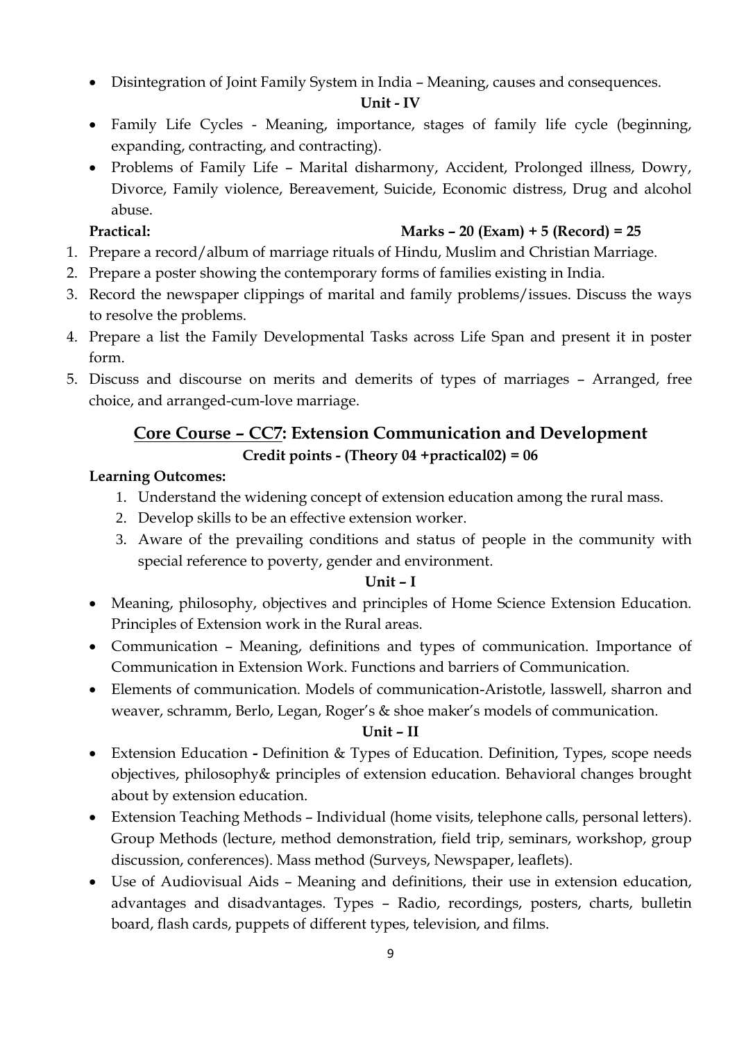- Disintegration of Joint Family System in India – Meaning, causes and consequences.

**Unit - IV**

- Family Life Cycles - Meaning, importance, stages of family life cycle (beginning, expanding, contracting, and contracting).
- Problems of Family Life – Marital disharmony, Accident, Prolonged illness, Dowry, Divorce, Family violence, Bereavement, Suicide, Economic distress, Drug and alcohol abuse.

**Practical:** **Marks – 20 (Exam) + 5 (Record) = 25**

1. Prepare a record/album of marriage rituals of Hindu, Muslim and Christian Marriage.
2. Prepare a poster showing the contemporary forms of families existing in India.
3. Record the newspaper clippings of marital and family problems/issues. Discuss the ways to resolve the problems.
4. Prepare a list the Family Developmental Tasks across Life Span and present it in poster form.
5. Discuss and discourse on merits and demerits of types of marriages – Arranged, free choice, and arranged-cum-love marriage.

## Core Course – CC7: Extension Communication and Development

**Credit points - (Theory 04 +practical02) = 06**

**Learning Outcomes:**

1. Understand the widening concept of extension education among the rural mass.
2. Develop skills to be an effective extension worker.
3. Aware of the prevailing conditions and status of people in the community with special reference to poverty, gender and environment.

**Unit – I**

- Meaning, philosophy, objectives and principles of Home Science Extension Education. Principles of Extension work in the Rural areas.
- Communication – Meaning, definitions and types of communication. Importance of Communication in Extension Work. Functions and barriers of Communication.
- Elements of communication. Models of communication-Aristotle, lasswell, sharron and weaver, schramm, Berlo, Legan, Roger's & shoe maker's models of communication.

**Unit – II**

- Extension Education **-** Definition & Types of Education. Definition, Types, scope needs objectives, philosophy& principles of extension education. Behavioral changes brought about by extension education.
- Extension Teaching Methods – Individual (home visits, telephone calls, personal letters). Group Methods (lecture, method demonstration, field trip, seminars, workshop, group discussion, conferences). Mass method (Surveys, Newspaper, leaflets).
- Use of Audiovisual Aids – Meaning and definitions, their use in extension education, advantages and disadvantages. Types – Radio, recordings, posters, charts, bulletin board, flash cards, puppets of different types, television, and films.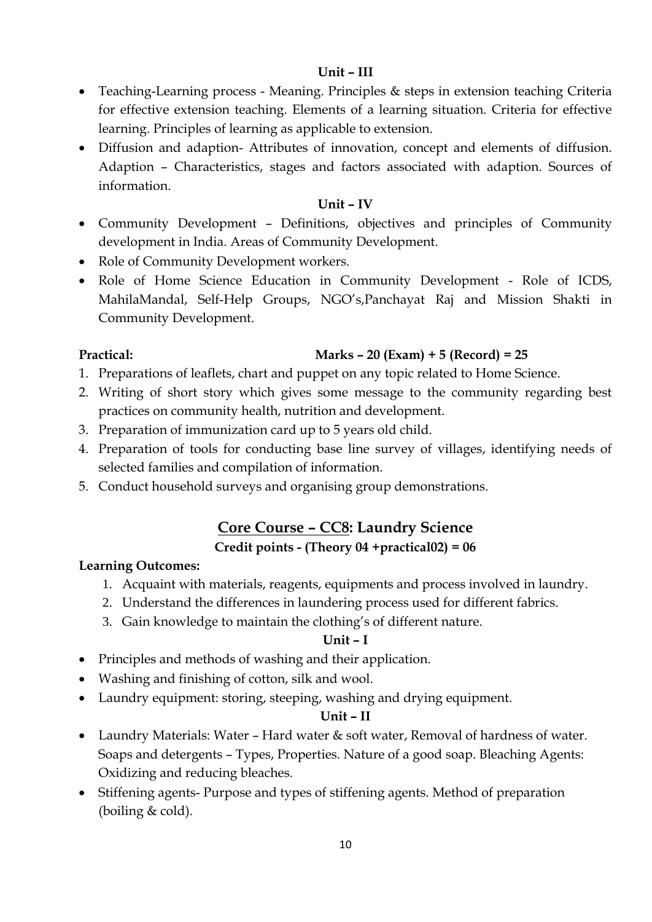**Unit – III**

- Teaching-Learning process - Meaning. Principles & steps in extension teaching Criteria for effective extension teaching. Elements of a learning situation. Criteria for effective learning. Principles of learning as applicable to extension.
- Diffusion and adaption- Attributes of innovation, concept and elements of diffusion. Adaption – Characteristics, stages and factors associated with adaption. Sources of information.

**Unit – IV**

- Community Development – Definitions, objectives and principles of Community development in India. Areas of Community Development.
- Role of Community Development workers.
- Role of Home Science Education in Community Development - Role of ICDS, MahilaMandal, Self-Help Groups, NGO's,Panchayat Raj and Mission Shakti in Community Development.

**Practical:** **Marks – 20 (Exam) + 5 (Record) = 25**

1. Preparations of leaflets, chart and puppet on any topic related to Home Science.
2. Writing of short story which gives some message to the community regarding best practices on community health, nutrition and development.
3. Preparation of immunization card up to 5 years old child.
4. Preparation of tools for conducting base line survey of villages, identifying needs of selected families and compilation of information.
5. Conduct household surveys and organising group demonstrations.

## Core Course – CC8: Laundry Science

**Credit points - (Theory 04 +practical02) = 06**

**Learning Outcomes:**

1. Acquaint with materials, reagents, equipments and process involved in laundry.
2. Understand the differences in laundering process used for different fabrics.
3. Gain knowledge to maintain the clothing's of different nature.

**Unit – I**

- Principles and methods of washing and their application.
- Washing and finishing of cotton, silk and wool.
- Laundry equipment: storing, steeping, washing and drying equipment.

**Unit – II**

- Laundry Materials: Water – Hard water & soft water, Removal of hardness of water. Soaps and detergents – Types, Properties. Nature of a good soap. Bleaching Agents: Oxidizing and reducing bleaches.
- Stiffening agents- Purpose and types of stiffening agents. Method of preparation (boiling & cold).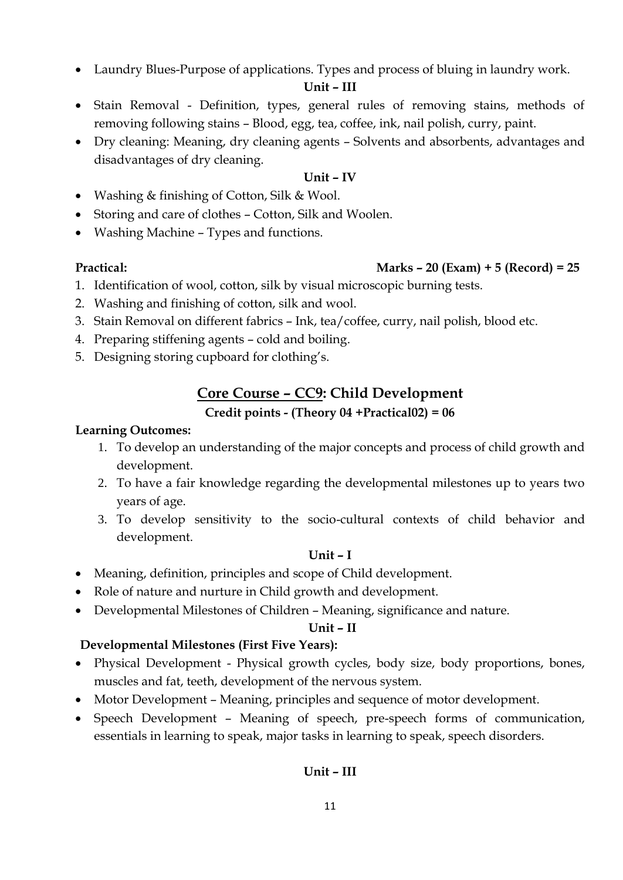- Laundry Blues-Purpose of applications. Types and process of bluing in laundry work.

**Unit – III**

- Stain Removal - Definition, types, general rules of removing stains, methods of removing following stains – Blood, egg, tea, coffee, ink, nail polish, curry, paint.
- Dry cleaning: Meaning, dry cleaning agents – Solvents and absorbents, advantages and disadvantages of dry cleaning.

**Unit – IV**

- Washing & finishing of Cotton, Silk & Wool.
- Storing and care of clothes – Cotton, Silk and Woolen.
- Washing Machine – Types and functions.

**Practical:** **Marks – 20 (Exam) + 5 (Record) = 25**

1. Identification of wool, cotton, silk by visual microscopic burning tests.
2. Washing and finishing of cotton, silk and wool.
3. Stain Removal on different fabrics – Ink, tea/coffee, curry, nail polish, blood etc.
4. Preparing stiffening agents – cold and boiling.
5. Designing storing cupboard for clothing's.

## Core Course – CC9: Child Development

**Credit points - (Theory 04 +Practical02) = 06**

**Learning Outcomes:**

1. To develop an understanding of the major concepts and process of child growth and development.
2. To have a fair knowledge regarding the developmental milestones up to years two years of age.
3. To develop sensitivity to the socio-cultural contexts of child behavior and development.

**Unit – I**

- Meaning, definition, principles and scope of Child development.
- Role of nature and nurture in Child growth and development.
- Developmental Milestones of Children – Meaning, significance and nature.

**Unit – II**

**Developmental Milestones (First Five Years):**

- Physical Development - Physical growth cycles, body size, body proportions, bones, muscles and fat, teeth, development of the nervous system.
- Motor Development – Meaning, principles and sequence of motor development.
- Speech Development – Meaning of speech, pre-speech forms of communication, essentials in learning to speak, major tasks in learning to speak, speech disorders.

**Unit – III**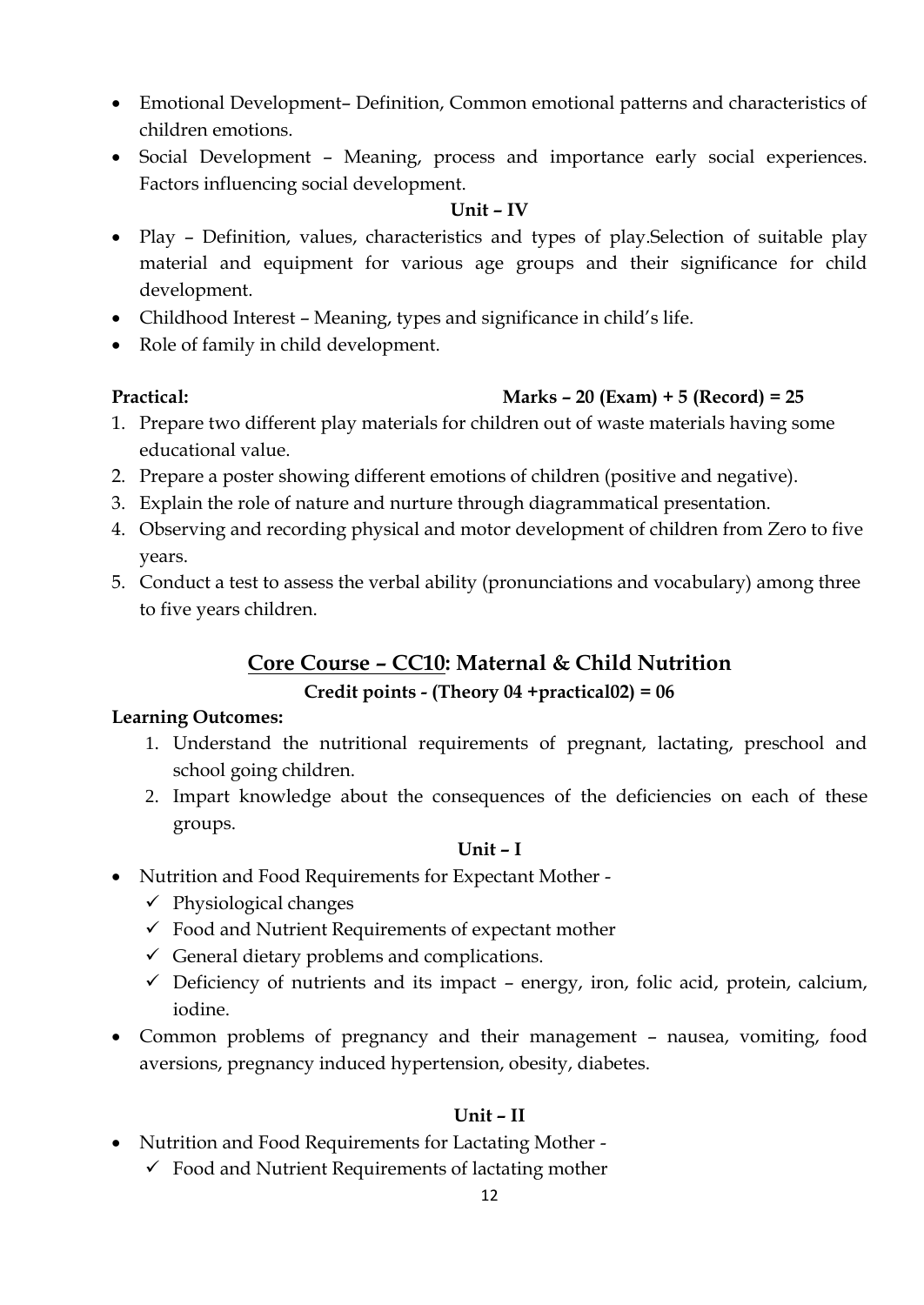- Emotional Development– Definition, Common emotional patterns and characteristics of children emotions.
- Social Development – Meaning, process and importance early social experiences. Factors influencing social development.

**Unit – IV**

- Play – Definition, values, characteristics and types of play.Selection of suitable play material and equipment for various age groups and their significance for child development.
- Childhood Interest – Meaning, types and significance in child's life.
- Role of family in child development.

**Practical:** **Marks – 20 (Exam) + 5 (Record) = 25**

1. Prepare two different play materials for children out of waste materials having some educational value.
2. Prepare a poster showing different emotions of children (positive and negative).
3. Explain the role of nature and nurture through diagrammatical presentation.
4. Observing and recording physical and motor development of children from Zero to five years.
5. Conduct a test to assess the verbal ability (pronunciations and vocabulary) among three to five years children.

## Core Course – CC10: Maternal & Child Nutrition

**Credit points - (Theory 04 +practical02) = 06**

**Learning Outcomes:**

1. Understand the nutritional requirements of pregnant, lactating, preschool and school going children.
2. Impart knowledge about the consequences of the deficiencies on each of these groups.

**Unit – I**

- Nutrition and Food Requirements for Expectant Mother -
  - ✓ Physiological changes
  - ✓ Food and Nutrient Requirements of expectant mother
  - ✓ General dietary problems and complications.
  - ✓ Deficiency of nutrients and its impact – energy, iron, folic acid, protein, calcium, iodine.
- Common problems of pregnancy and their management – nausea, vomiting, food aversions, pregnancy induced hypertension, obesity, diabetes.

**Unit – II**

- Nutrition and Food Requirements for Lactating Mother -
  - ✓ Food and Nutrient Requirements of lactating mother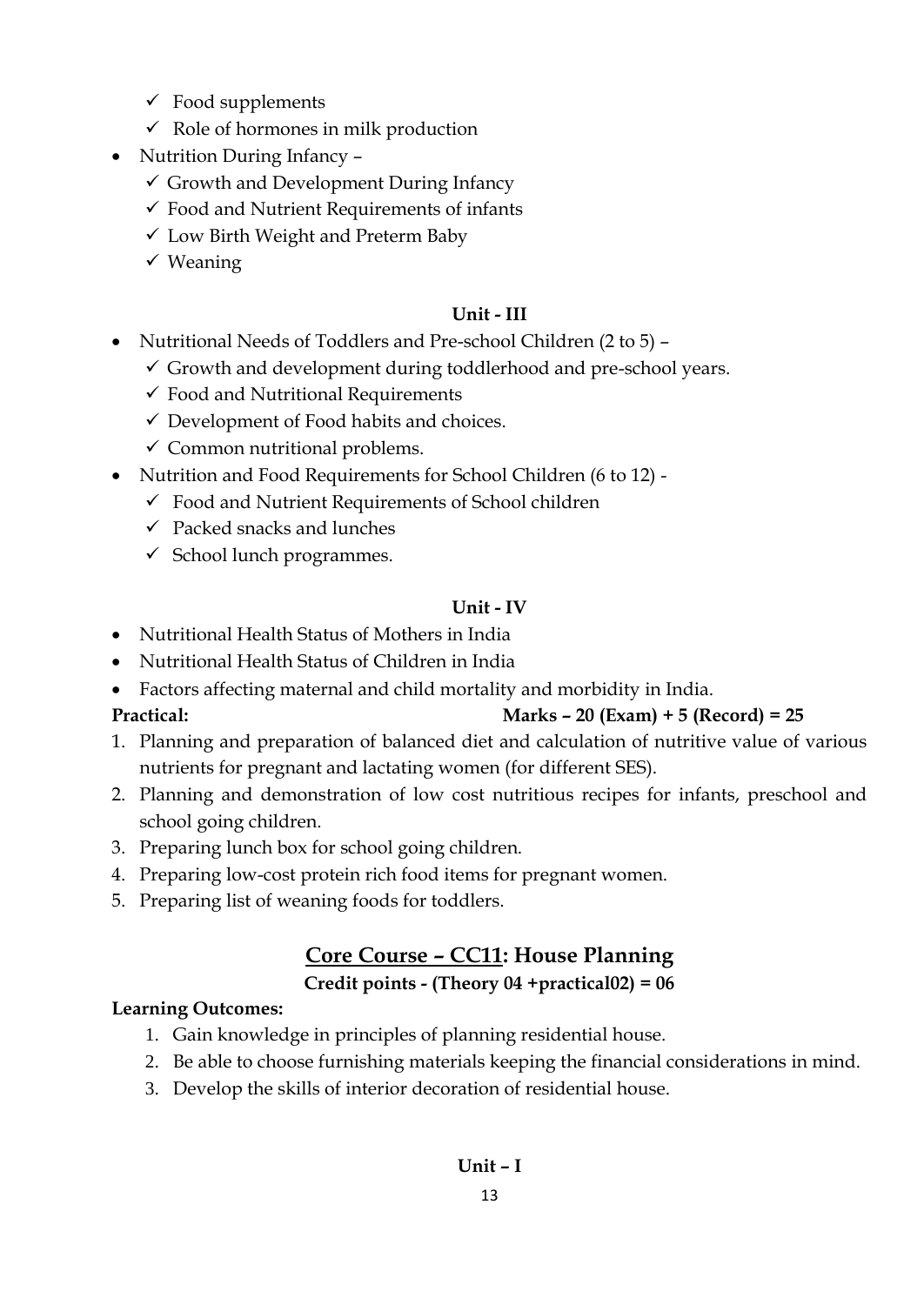- ✓ Food supplements
- ✓ Role of hormones in milk production

- Nutrition During Infancy –
  - ✓ Growth and Development During Infancy
  - ✓ Food and Nutrient Requirements of infants
  - ✓ Low Birth Weight and Preterm Baby
  - ✓ Weaning

**Unit - III**

- Nutritional Needs of Toddlers and Pre-school Children (2 to 5) –
  - ✓ Growth and development during toddlerhood and pre-school years.
  - ✓ Food and Nutritional Requirements
  - ✓ Development of Food habits and choices.
  - ✓ Common nutritional problems.
- Nutrition and Food Requirements for School Children (6 to 12) -
  - ✓ Food and Nutrient Requirements of School children
  - ✓ Packed snacks and lunches
  - ✓ School lunch programmes.

**Unit - IV**

- Nutritional Health Status of Mothers in India
- Nutritional Health Status of Children in India
- Factors affecting maternal and child mortality and morbidity in India.

**Practical:** **Marks – 20 (Exam) + 5 (Record) = 25**

1. Planning and preparation of balanced diet and calculation of nutritive value of various nutrients for pregnant and lactating women (for different SES).
2. Planning and demonstration of low cost nutritious recipes for infants, preschool and school going children.
3. Preparing lunch box for school going children.
4. Preparing low-cost protein rich food items for pregnant women.
5. Preparing list of weaning foods for toddlers.

## Core Course – CC11: House Planning

**Credit points - (Theory 04 +practical02) = 06**

**Learning Outcomes:**

1. Gain knowledge in principles of planning residential house.
2. Be able to choose furnishing materials keeping the financial considerations in mind.
3. Develop the skills of interior decoration of residential house.

**Unit – I**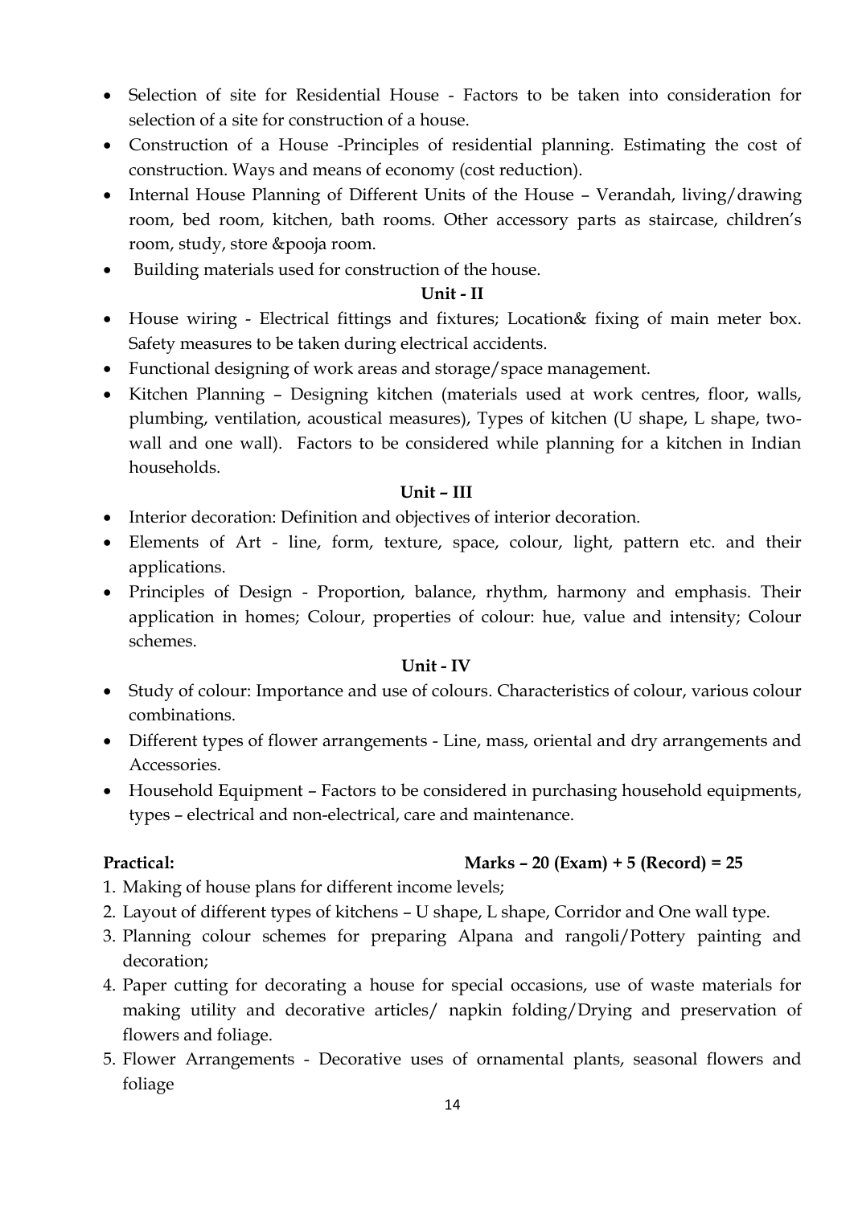- Selection of site for Residential House - Factors to be taken into consideration for selection of a site for construction of a house.
- Construction of a House -Principles of residential planning. Estimating the cost of construction. Ways and means of economy (cost reduction).
- Internal House Planning of Different Units of the House – Verandah, living/drawing room, bed room, kitchen, bath rooms. Other accessory parts as staircase, children's room, study, store &pooja room.
- Building materials used for construction of the house.

**Unit - II**

- House wiring - Electrical fittings and fixtures; Location& fixing of main meter box. Safety measures to be taken during electrical accidents.
- Functional designing of work areas and storage/space management.
- Kitchen Planning – Designing kitchen (materials used at work centres, floor, walls, plumbing, ventilation, acoustical measures), Types of kitchen (U shape, L shape, two-wall and one wall). Factors to be considered while planning for a kitchen in Indian households.

**Unit – III**

- Interior decoration: Definition and objectives of interior decoration.
- Elements of Art - line, form, texture, space, colour, light, pattern etc. and their applications.
- Principles of Design - Proportion, balance, rhythm, harmony and emphasis. Their application in homes; Colour, properties of colour: hue, value and intensity; Colour schemes.

**Unit - IV**

- Study of colour: Importance and use of colours. Characteristics of colour, various colour combinations.
- Different types of flower arrangements - Line, mass, oriental and dry arrangements and Accessories.
- Household Equipment – Factors to be considered in purchasing household equipments, types – electrical and non-electrical, care and maintenance.

**Practical:** **Marks – 20 (Exam) + 5 (Record) = 25**

1. Making of house plans for different income levels;
2. Layout of different types of kitchens – U shape, L shape, Corridor and One wall type.
3. Planning colour schemes for preparing Alpana and rangoli/Pottery painting and decoration;
4. Paper cutting for decorating a house for special occasions, use of waste materials for making utility and decorative articles/ napkin folding/Drying and preservation of flowers and foliage.
5. Flower Arrangements - Decorative uses of ornamental plants, seasonal flowers and foliage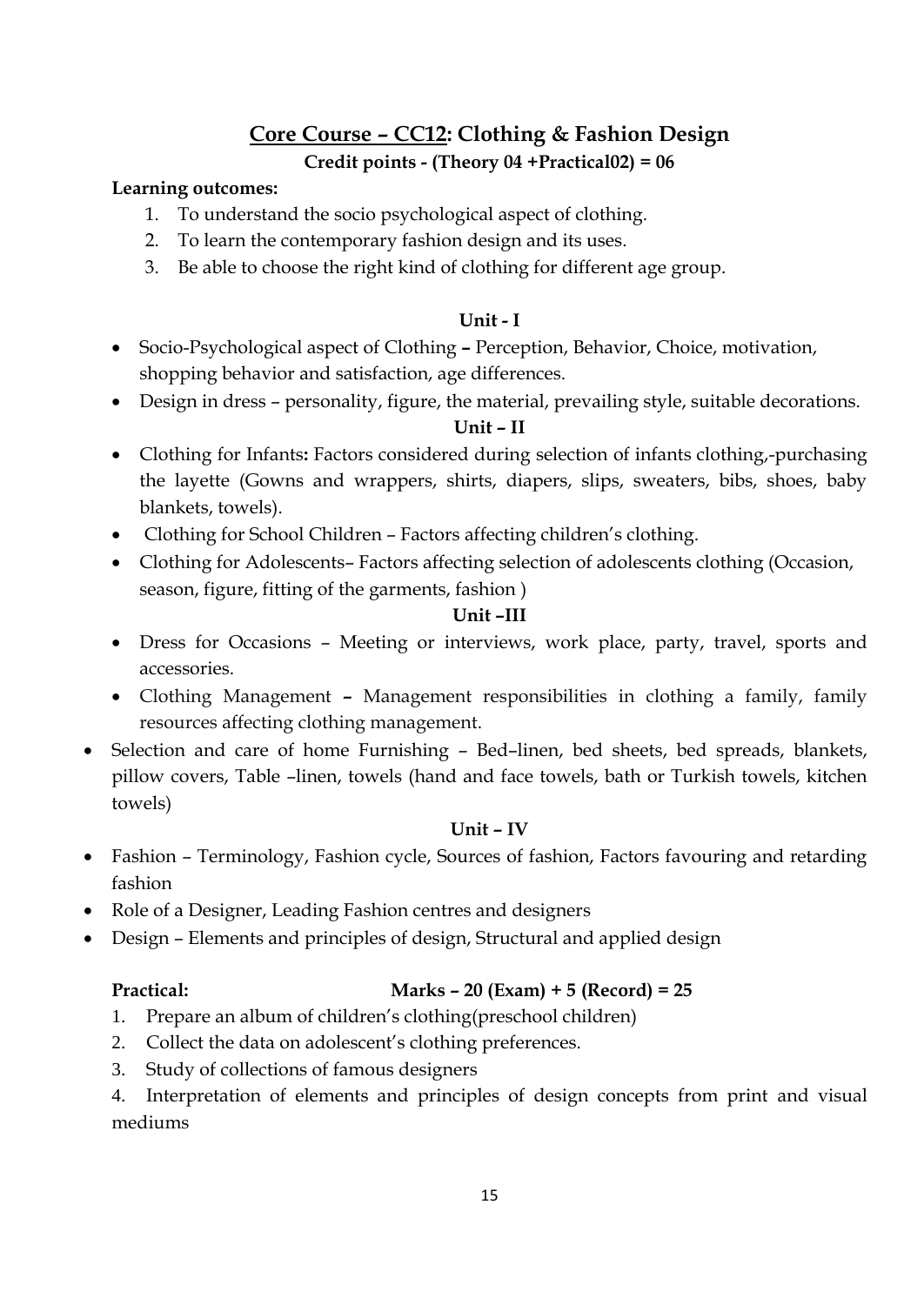# <u>Core Course – CC12</u>: Clothing & Fashion Design

**Credit points - (Theory 04 +Practical02) = 06**

**Learning outcomes:**

1. To understand the socio psychological aspect of clothing.
2. To learn the contemporary fashion design and its uses.
3. Be able to choose the right kind of clothing for different age group.

**Unit - I**

- Socio-Psychological aspect of Clothing **–** Perception, Behavior, Choice, motivation, shopping behavior and satisfaction, age differences.
- Design in dress – personality, figure, the material, prevailing style, suitable decorations.

**Unit – II**

- Clothing for Infants**:** Factors considered during selection of infants clothing,-purchasing the layette (Gowns and wrappers, shirts, diapers, slips, sweaters, bibs, shoes, baby blankets, towels).
- Clothing for School Children – Factors affecting children's clothing.
- Clothing for Adolescents– Factors affecting selection of adolescents clothing (Occasion, season, figure, fitting of the garments, fashion )

**Unit –III**

- Dress for Occasions – Meeting or interviews, work place, party, travel, sports and accessories.
- Clothing Management **–** Management responsibilities in clothing a family, family resources affecting clothing management.
- Selection and care of home Furnishing – Bed–linen, bed sheets, bed spreads, blankets, pillow covers, Table –linen, towels (hand and face towels, bath or Turkish towels, kitchen towels)

**Unit – IV**

- Fashion – Terminology, Fashion cycle, Sources of fashion, Factors favouring and retarding fashion
- Role of a Designer, Leading Fashion centres and designers
- Design – Elements and principles of design, Structural and applied design

**Practical:** **Marks – 20 (Exam) + 5 (Record) = 25**

1. Prepare an album of children's clothing(preschool children)
2. Collect the data on adolescent's clothing preferences.
3. Study of collections of famous designers
4. Interpretation of elements and principles of design concepts from print and visual mediums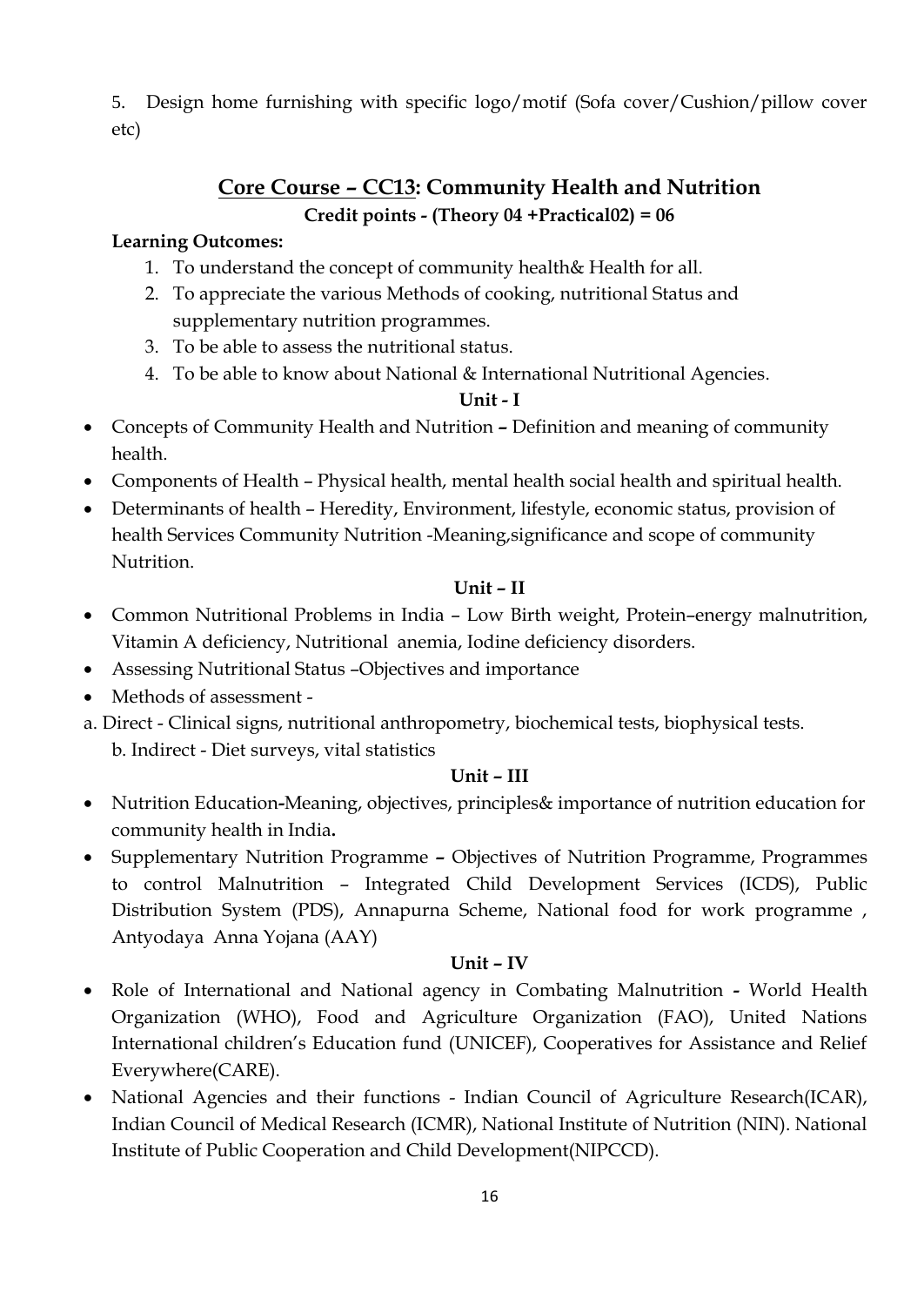5. Design home furnishing with specific logo/motif (Sofa cover/Cushion/pillow cover etc)

## Core Course – CC13: Community Health and Nutrition

**Credit points - (Theory 04 +Practical02) = 06**

**Learning Outcomes:**

1. To understand the concept of community health& Health for all.
2. To appreciate the various Methods of cooking, nutritional Status and supplementary nutrition programmes.
3. To be able to assess the nutritional status.
4. To be able to know about National & International Nutritional Agencies.

**Unit - I**

- Concepts of Community Health and Nutrition **–** Definition and meaning of community health.
- Components of Health – Physical health, mental health social health and spiritual health.
- Determinants of health – Heredity, Environment, lifestyle, economic status, provision of health Services Community Nutrition -Meaning,significance and scope of community Nutrition.

**Unit – II**

- Common Nutritional Problems in India – Low Birth weight, Protein–energy malnutrition, Vitamin A deficiency, Nutritional anemia, Iodine deficiency disorders.
- Assessing Nutritional Status –Objectives and importance
- Methods of assessment -

a. Direct - Clinical signs, nutritional anthropometry, biochemical tests, biophysical tests.
b. Indirect - Diet surveys, vital statistics

**Unit – III**

- Nutrition Education**-**Meaning, objectives, principles& importance of nutrition education for community health in India**.**
- Supplementary Nutrition Programme **–** Objectives of Nutrition Programme, Programmes to control Malnutrition – Integrated Child Development Services (ICDS), Public Distribution System (PDS), Annapurna Scheme, National food for work programme , Antyodaya Anna Yojana (AAY)

**Unit – IV**

- Role of International and National agency in Combating Malnutrition **-** World Health Organization (WHO), Food and Agriculture Organization (FAO), United Nations International children's Education fund (UNICEF), Cooperatives for Assistance and Relief Everywhere(CARE).
- National Agencies and their functions - Indian Council of Agriculture Research(ICAR), Indian Council of Medical Research (ICMR), National Institute of Nutrition (NIN). National Institute of Public Cooperation and Child Development(NIPCCD).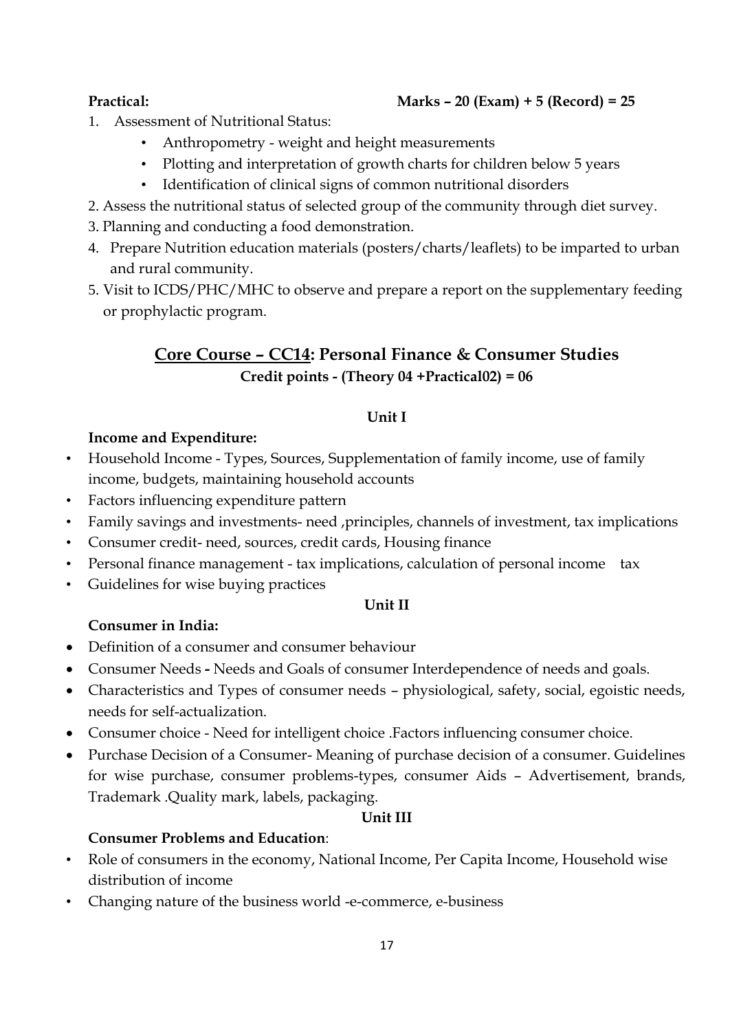**Practical:** **Marks – 20 (Exam) + 5 (Record) = 25**

1. Assessment of Nutritional Status:
   - Anthropometry - weight and height measurements
   - Plotting and interpretation of growth charts for children below 5 years
   - Identification of clinical signs of common nutritional disorders
2. Assess the nutritional status of selected group of the community through diet survey.
3. Planning and conducting a food demonstration.
4. Prepare Nutrition education materials (posters/charts/leaflets) to be imparted to urban and rural community.
5. Visit to ICDS/PHC/MHC to observe and prepare a report on the supplementary feeding or prophylactic program.

## Core Course – CC14: Personal Finance & Consumer Studies

**Credit points - (Theory 04 +Practical02) = 06**

**Unit I**

**Income and Expenditure:**

- Household Income - Types, Sources, Supplementation of family income, use of family income, budgets, maintaining household accounts
- Factors influencing expenditure pattern
- Family savings and investments- need ,principles, channels of investment, tax implications
- Consumer credit- need, sources, credit cards, Housing finance
- Personal finance management - tax implications, calculation of personal income tax
- Guidelines for wise buying practices

**Unit II**

**Consumer in India:**

- Definition of a consumer and consumer behaviour
- Consumer Needs **-** Needs and Goals of consumer Interdependence of needs and goals.
- Characteristics and Types of consumer needs – physiological, safety, social, egoistic needs, needs for self-actualization.
- Consumer choice - Need for intelligent choice .Factors influencing consumer choice.
- Purchase Decision of a Consumer- Meaning of purchase decision of a consumer. Guidelines for wise purchase, consumer problems-types, consumer Aids – Advertisement, brands, Trademark .Quality mark, labels, packaging.

**Unit III**

**Consumer Problems and Education**:

- Role of consumers in the economy, National Income, Per Capita Income, Household wise distribution of income
- Changing nature of the business world -e-commerce, e-business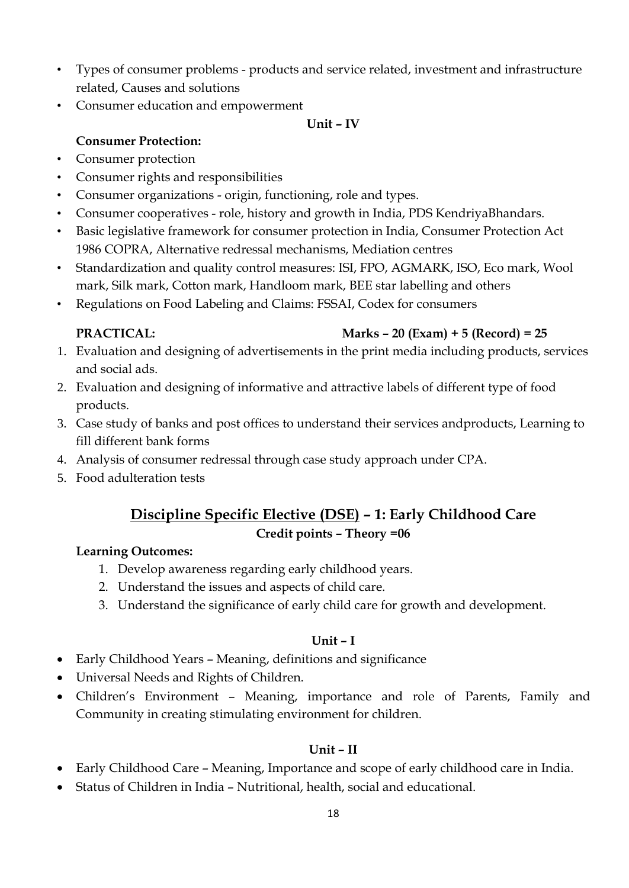- Types of consumer problems - products and service related, investment and infrastructure related, Causes and solutions
- Consumer education and empowerment

**Unit – IV**

**Consumer Protection:**

- Consumer protection
- Consumer rights and responsibilities
- Consumer organizations - origin, functioning, role and types.
- Consumer cooperatives - role, history and growth in India, PDS KendriyaBhandars.
- Basic legislative framework for consumer protection in India, Consumer Protection Act 1986 COPRA, Alternative redressal mechanisms, Mediation centres
- Standardization and quality control measures: ISI, FPO, AGMARK, ISO, Eco mark, Wool mark, Silk mark, Cotton mark, Handloom mark, BEE star labelling and others
- Regulations on Food Labeling and Claims: FSSAI, Codex for consumers

**PRACTICAL:** **Marks – 20 (Exam) + 5 (Record) = 25**

1. Evaluation and designing of advertisements in the print media including products, services and social ads.
2. Evaluation and designing of informative and attractive labels of different type of food products.
3. Case study of banks and post offices to understand their services andproducts, Learning to fill different bank forms
4. Analysis of consumer redressal through case study approach under CPA.
5. Food adulteration tests

## Discipline Specific Elective (DSE) – 1: Early Childhood Care

**Credit points – Theory =06**

**Learning Outcomes:**

1. Develop awareness regarding early childhood years.
2. Understand the issues and aspects of child care.
3. Understand the significance of early child care for growth and development.

**Unit – I**

- Early Childhood Years – Meaning, definitions and significance
- Universal Needs and Rights of Children.
- Children's Environment – Meaning, importance and role of Parents, Family and Community in creating stimulating environment for children.

**Unit – II**

- Early Childhood Care – Meaning, Importance and scope of early childhood care in India.
- Status of Children in India – Nutritional, health, social and educational.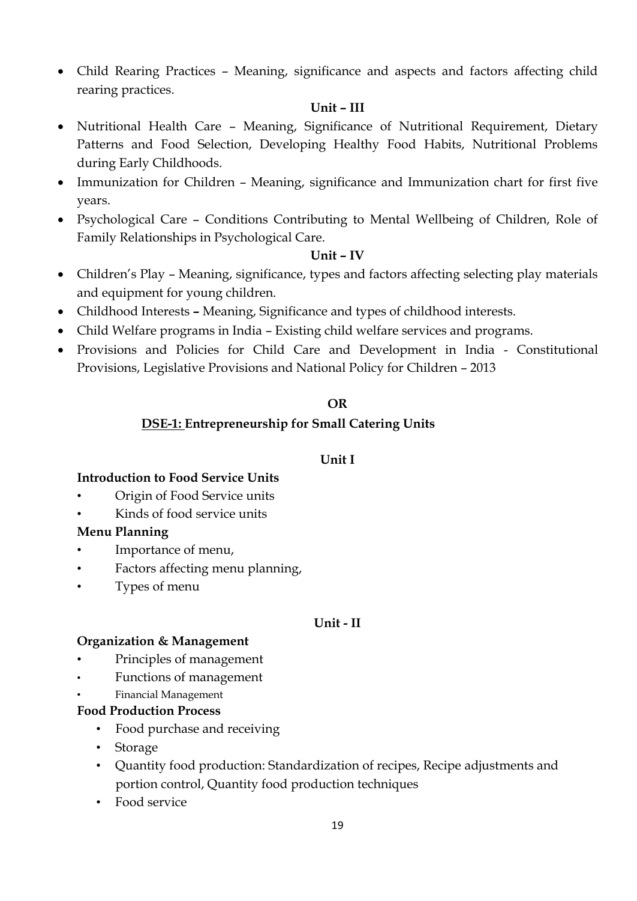- Child Rearing Practices – Meaning, significance and aspects and factors affecting child rearing practices.

**Unit – III**

- Nutritional Health Care – Meaning, Significance of Nutritional Requirement, Dietary Patterns and Food Selection, Developing Healthy Food Habits, Nutritional Problems during Early Childhoods.
- Immunization for Children – Meaning, significance and Immunization chart for first five years.
- Psychological Care – Conditions Contributing to Mental Wellbeing of Children, Role of Family Relationships in Psychological Care.

**Unit – IV**

- Children's Play – Meaning, significance, types and factors affecting selecting play materials and equipment for young children.
- Childhood Interests **–** Meaning, Significance and types of childhood interests.
- Child Welfare programs in India – Existing child welfare services and programs.
- Provisions and Policies for Child Care and Development in India - Constitutional Provisions, Legislative Provisions and National Policy for Children – 2013

**OR**

## DSE-1: Entrepreneurship for Small Catering Units

**Unit I**

**Introduction to Food Service Units**

- Origin of Food Service units
- Kinds of food service units

**Menu Planning**

- Importance of menu,
- Factors affecting menu planning,
- Types of menu

**Unit - II**

**Organization & Management**

- Principles of management
- Functions of management
- Financial Management

**Food Production Process**

- Food purchase and receiving
- Storage
- Quantity food production: Standardization of recipes, Recipe adjustments and portion control, Quantity food production techniques
- Food service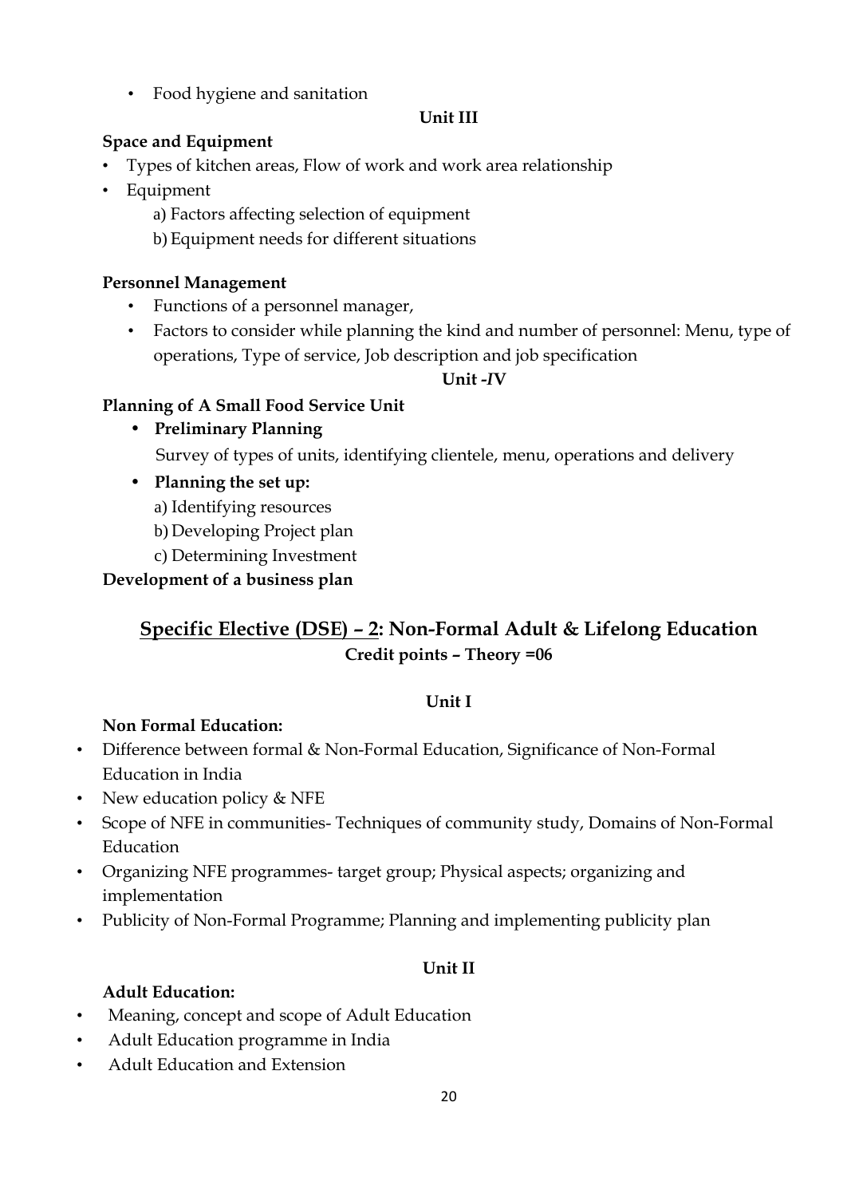- Food hygiene and sanitation

**Unit III**

**Space and Equipment**

- Types of kitchen areas, Flow of work and work area relationship
- Equipment
  - a) Factors affecting selection of equipment
  - b) Equipment needs for different situations

**Personnel Management**

- Functions of a personnel manager,
- Factors to consider while planning the kind and number of personnel: Menu, type of operations, Type of service, Job description and job specification

**Unit -IV**

**Planning of A Small Food Service Unit**

- **Preliminary Planning**

  Survey of types of units, identifying clientele, menu, operations and delivery

- **Planning the set up:**
  - a) Identifying resources
  - b) Developing Project plan
  - c) Determining Investment

**Development of a business plan**

## <u>Specific Elective (DSE) – 2</u>: Non-Formal Adult & Lifelong Education

**Credit points – Theory =06**

**Unit I**

**Non Formal Education:**

- Difference between formal & Non-Formal Education, Significance of Non-Formal Education in India
- New education policy & NFE
- Scope of NFE in communities- Techniques of community study, Domains of Non-Formal Education
- Organizing NFE programmes- target group; Physical aspects; organizing and implementation
- Publicity of Non-Formal Programme; Planning and implementing publicity plan

**Unit II**

**Adult Education:**

- Meaning, concept and scope of Adult Education
- Adult Education programme in India
- Adult Education and Extension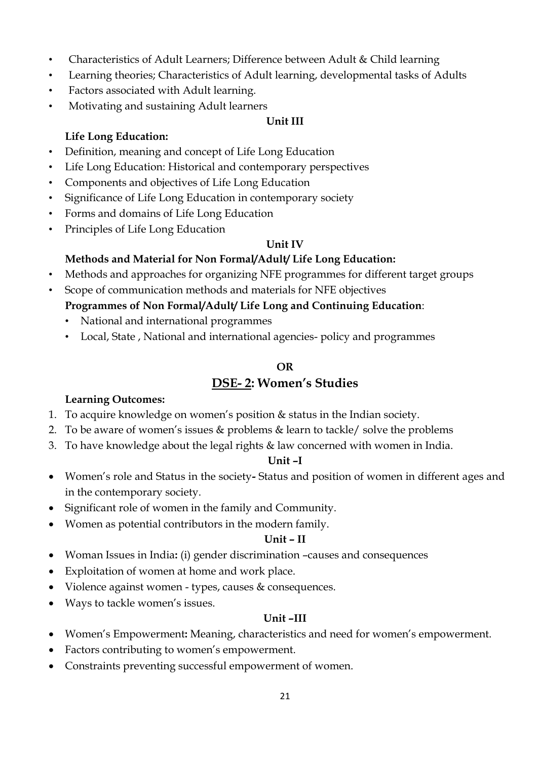- Characteristics of Adult Learners; Difference between Adult & Child learning
- Learning theories; Characteristics of Adult learning, developmental tasks of Adults
- Factors associated with Adult learning.
- Motivating and sustaining Adult learners

**Unit III**

**Life Long Education:**

- Definition, meaning and concept of Life Long Education
- Life Long Education: Historical and contemporary perspectives
- Components and objectives of Life Long Education
- Significance of Life Long Education in contemporary society
- Forms and domains of Life Long Education
- Principles of Life Long Education

**Unit IV**

**Methods and Material for Non Formal/Adult/ Life Long Education:**

- Methods and approaches for organizing NFE programmes for different target groups
- Scope of communication methods and materials for NFE objectives

**Programmes of Non Formal/Adult/ Life Long and Continuing Education**:

- National and international programmes
- Local, State , National and international agencies- policy and programmes

**OR**

## DSE- 2: Women's Studies

**Learning Outcomes:**

1. To acquire knowledge on women's position & status in the Indian society.
2. To be aware of women's issues & problems & learn to tackle/ solve the problems
3. To have knowledge about the legal rights & law concerned with women in India.

**Unit –I**

- Women's role and Status in the society**-** Status and position of women in different ages and in the contemporary society.
- Significant role of women in the family and Community.
- Women as potential contributors in the modern family.

**Unit – II**

- Woman Issues in India**:** (i) gender discrimination –causes and consequences
- Exploitation of women at home and work place.
- Violence against women - types, causes & consequences.
- Ways to tackle women's issues.

**Unit –III**

- Women's Empowerment**:** Meaning, characteristics and need for women's empowerment.
- Factors contributing to women's empowerment.
- Constraints preventing successful empowerment of women.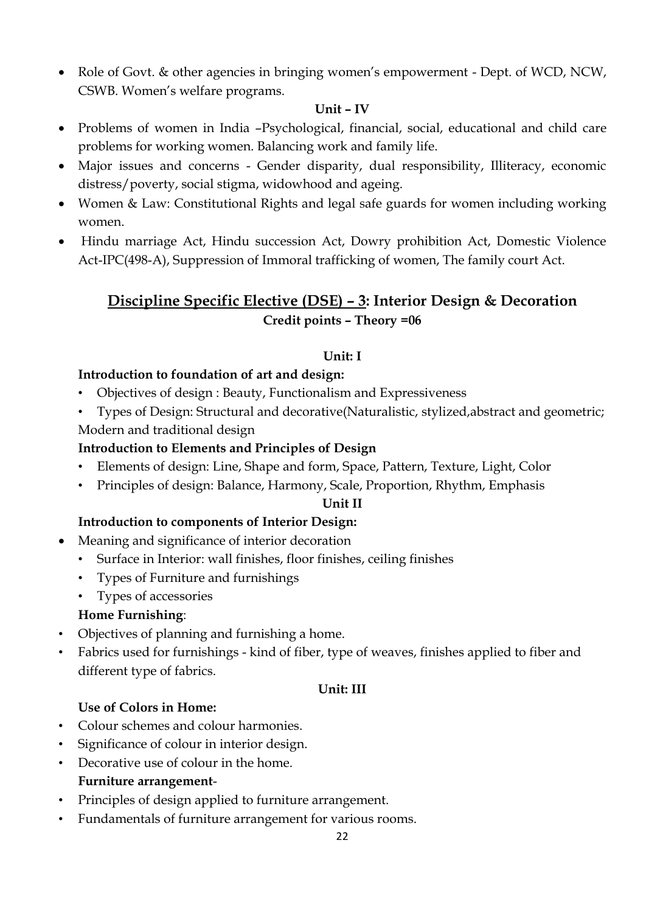- Role of Govt. & other agencies in bringing women's empowerment - Dept. of WCD, NCW, CSWB. Women's welfare programs.

**Unit – IV**

- Problems of women in India –Psychological, financial, social, educational and child care problems for working women. Balancing work and family life.
- Major issues and concerns - Gender disparity, dual responsibility, Illiteracy, economic distress/poverty, social stigma, widowhood and ageing.
- Women & Law: Constitutional Rights and legal safe guards for women including working women.
- Hindu marriage Act, Hindu succession Act, Dowry prohibition Act, Domestic Violence Act-IPC(498-A), Suppression of Immoral trafficking of women, The family court Act.

## Discipline Specific Elective (DSE) – 3: Interior Design & Decoration

**Credit points – Theory =06**

**Unit: I**

**Introduction to foundation of art and design:**

- Objectives of design : Beauty, Functionalism and Expressiveness
- Types of Design: Structural and decorative(Naturalistic, stylized,abstract and geometric; Modern and traditional design

**Introduction to Elements and Principles of Design**

- Elements of design: Line, Shape and form, Space, Pattern, Texture, Light, Color
- Principles of design: Balance, Harmony, Scale, Proportion, Rhythm, Emphasis

**Unit II**

**Introduction to components of Interior Design:**

- Meaning and significance of interior decoration
  - Surface in Interior: wall finishes, floor finishes, ceiling finishes
  - Types of Furniture and furnishings
  - Types of accessories

**Home Furnishing**:

- Objectives of planning and furnishing a home.
- Fabrics used for furnishings - kind of fiber, type of weaves, finishes applied to fiber and different type of fabrics.

**Unit: III**

**Use of Colors in Home:**

- Colour schemes and colour harmonies.
- Significance of colour in interior design.
- Decorative use of colour in the home.

**Furniture arrangement**-

- Principles of design applied to furniture arrangement.
- Fundamentals of furniture arrangement for various rooms.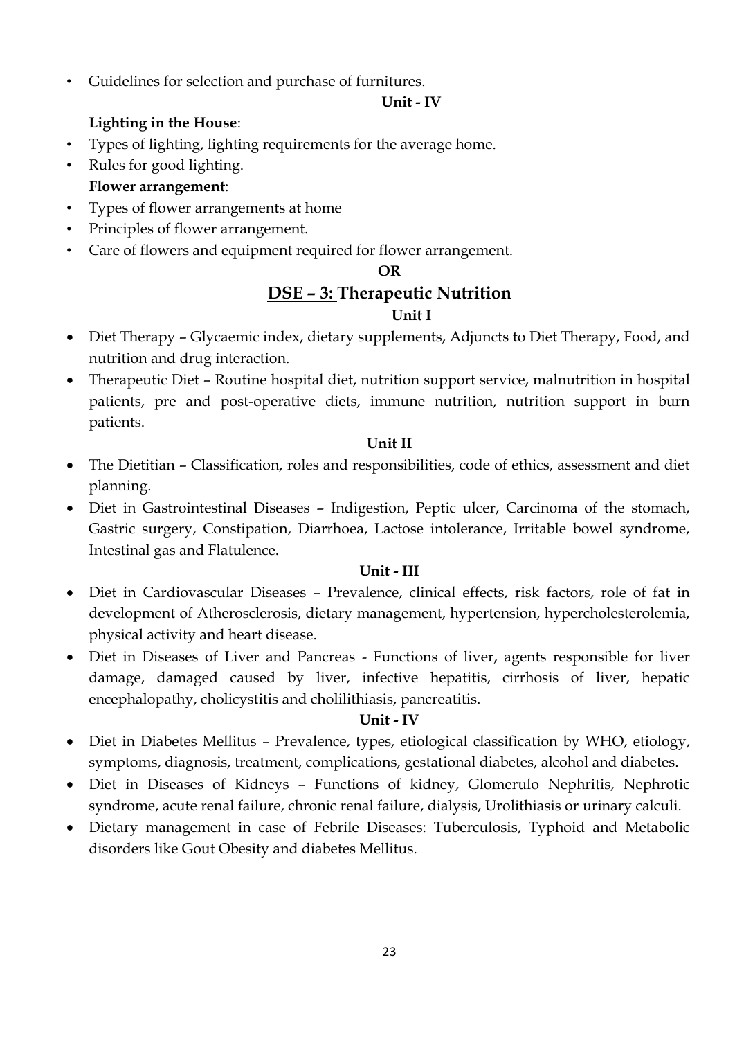- Guidelines for selection and purchase of furnitures.

**Unit - IV**

**Lighting in the House**:

- Types of lighting, lighting requirements for the average home.
- Rules for good lighting.

**Flower arrangement**:

- Types of flower arrangements at home
- Principles of flower arrangement.
- Care of flowers and equipment required for flower arrangement.

**OR**

## DSE – 3: Therapeutic Nutrition

**Unit I**

- Diet Therapy – Glycaemic index, dietary supplements, Adjuncts to Diet Therapy, Food, and nutrition and drug interaction.
- Therapeutic Diet – Routine hospital diet, nutrition support service, malnutrition in hospital patients, pre and post-operative diets, immune nutrition, nutrition support in burn patients.

**Unit II**

- The Dietitian – Classification, roles and responsibilities, code of ethics, assessment and diet planning.
- Diet in Gastrointestinal Diseases – Indigestion, Peptic ulcer, Carcinoma of the stomach, Gastric surgery, Constipation, Diarrhoea, Lactose intolerance, Irritable bowel syndrome, Intestinal gas and Flatulence.

**Unit - III**

- Diet in Cardiovascular Diseases – Prevalence, clinical effects, risk factors, role of fat in development of Atherosclerosis, dietary management, hypertension, hypercholesterolemia, physical activity and heart disease.
- Diet in Diseases of Liver and Pancreas - Functions of liver, agents responsible for liver damage, damaged caused by liver, infective hepatitis, cirrhosis of liver, hepatic encephalopathy, cholicystitis and cholilithiasis, pancreatitis.

**Unit - IV**

- Diet in Diabetes Mellitus – Prevalence, types, etiological classification by WHO, etiology, symptoms, diagnosis, treatment, complications, gestational diabetes, alcohol and diabetes.
- Diet in Diseases of Kidneys – Functions of kidney, Glomerulo Nephritis, Nephrotic syndrome, acute renal failure, chronic renal failure, dialysis, Urolithiasis or urinary calculi.
- Dietary management in case of Febrile Diseases: Tuberculosis, Typhoid and Metabolic disorders like Gout Obesity and diabetes Mellitus.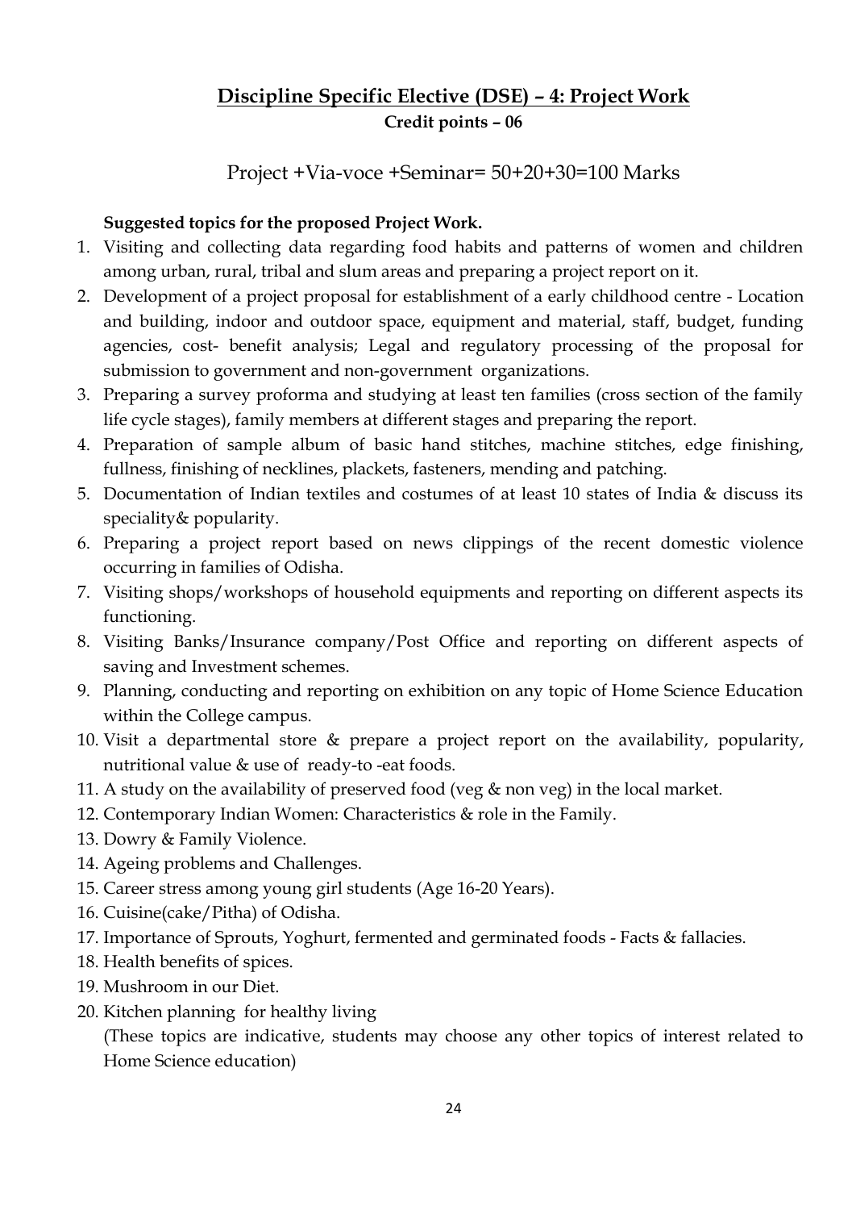## Discipline Specific Elective (DSE) – 4: Project Work

**Credit points – 06**

Project +Via-voce +Seminar= 50+20+30=100 Marks

**Suggested topics for the proposed Project Work.**

1. Visiting and collecting data regarding food habits and patterns of women and children among urban, rural, tribal and slum areas and preparing a project report on it.
2. Development of a project proposal for establishment of a early childhood centre - Location and building, indoor and outdoor space, equipment and material, staff, budget, funding agencies, cost- benefit analysis; Legal and regulatory processing of the proposal for submission to government and non-government organizations.
3. Preparing a survey proforma and studying at least ten families (cross section of the family life cycle stages), family members at different stages and preparing the report.
4. Preparation of sample album of basic hand stitches, machine stitches, edge finishing, fullness, finishing of necklines, plackets, fasteners, mending and patching.
5. Documentation of Indian textiles and costumes of at least 10 states of India & discuss its speciality& popularity.
6. Preparing a project report based on news clippings of the recent domestic violence occurring in families of Odisha.
7. Visiting shops/workshops of household equipments and reporting on different aspects its functioning.
8. Visiting Banks/Insurance company/Post Office and reporting on different aspects of saving and Investment schemes.
9. Planning, conducting and reporting on exhibition on any topic of Home Science Education within the College campus.
10. Visit a departmental store & prepare a project report on the availability, popularity, nutritional value & use of ready-to -eat foods.
11. A study on the availability of preserved food (veg & non veg) in the local market.
12. Contemporary Indian Women: Characteristics & role in the Family.
13. Dowry & Family Violence.
14. Ageing problems and Challenges.
15. Career stress among young girl students (Age 16-20 Years).
16. Cuisine(cake/Pitha) of Odisha.
17. Importance of Sprouts, Yoghurt, fermented and germinated foods - Facts & fallacies.
18. Health benefits of spices.
19. Mushroom in our Diet.
20. Kitchen planning for healthy living

    (These topics are indicative, students may choose any other topics of interest related to Home Science education)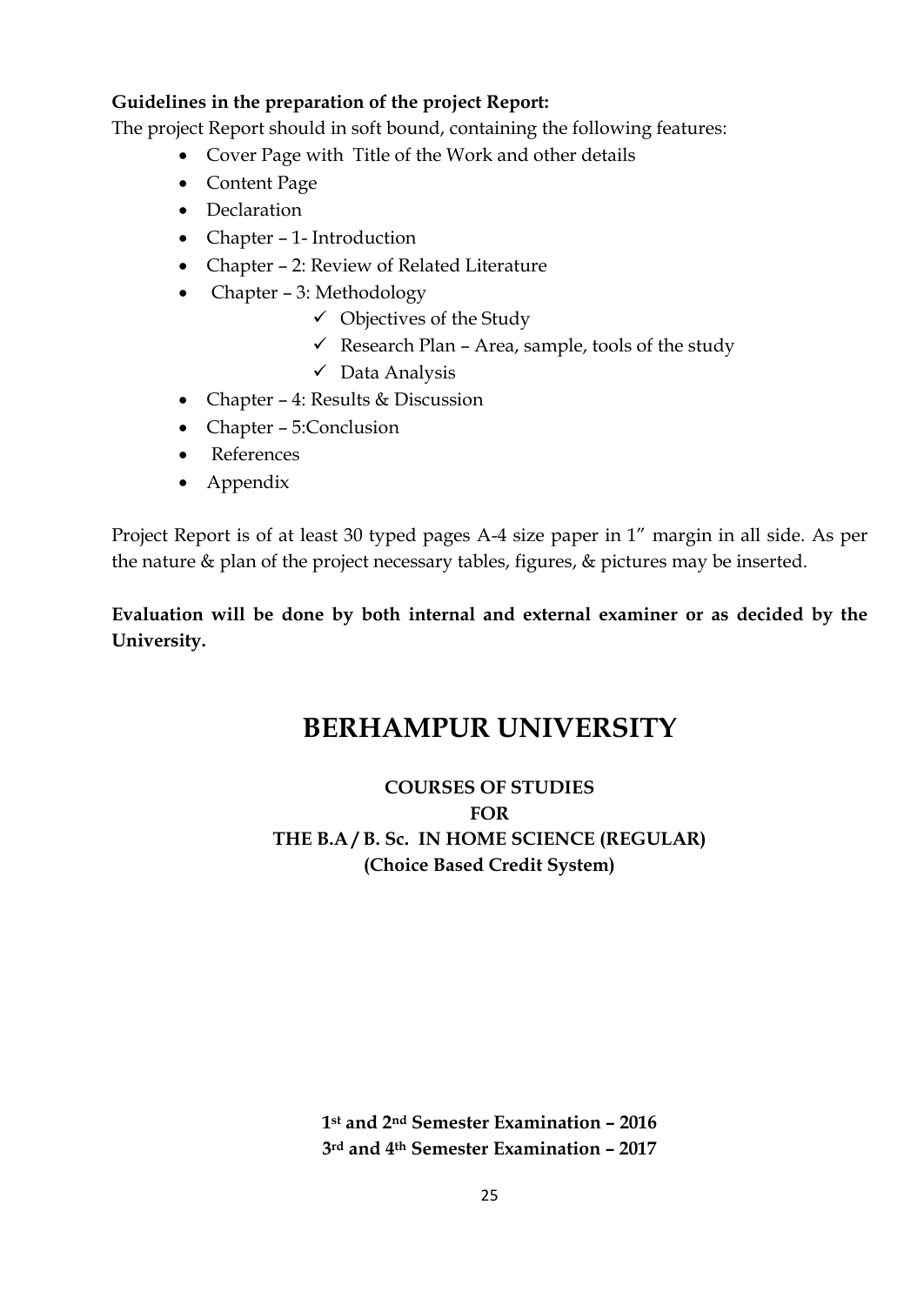**Guidelines in the preparation of the project Report:**

The project Report should in soft bound, containing the following features:

- Cover Page with Title of the Work and other details
- Content Page
- Declaration
- Chapter – 1- Introduction
- Chapter – 2: Review of Related Literature
- Chapter – 3: Methodology
  - ✓ Objectives of the Study
  - ✓ Research Plan – Area, sample, tools of the study
  - ✓ Data Analysis
- Chapter – 4: Results & Discussion
- Chapter – 5:Conclusion
- References
- Appendix

Project Report is of at least 30 typed pages A-4 size paper in 1" margin in all side. As per the nature & plan of the project necessary tables, figures, & pictures may be inserted.

**Evaluation will be done by both internal and external examiner or as decided by the University.**

# BERHAMPUR UNIVERSITY

**COURSES OF STUDIES**
**FOR**
**THE B.A / B. Sc. IN HOME SCIENCE (REGULAR)**
**(Choice Based Credit System)**

**1st and 2nd Semester Examination – 2016**
**3rd and 4th Semester Examination – 2017**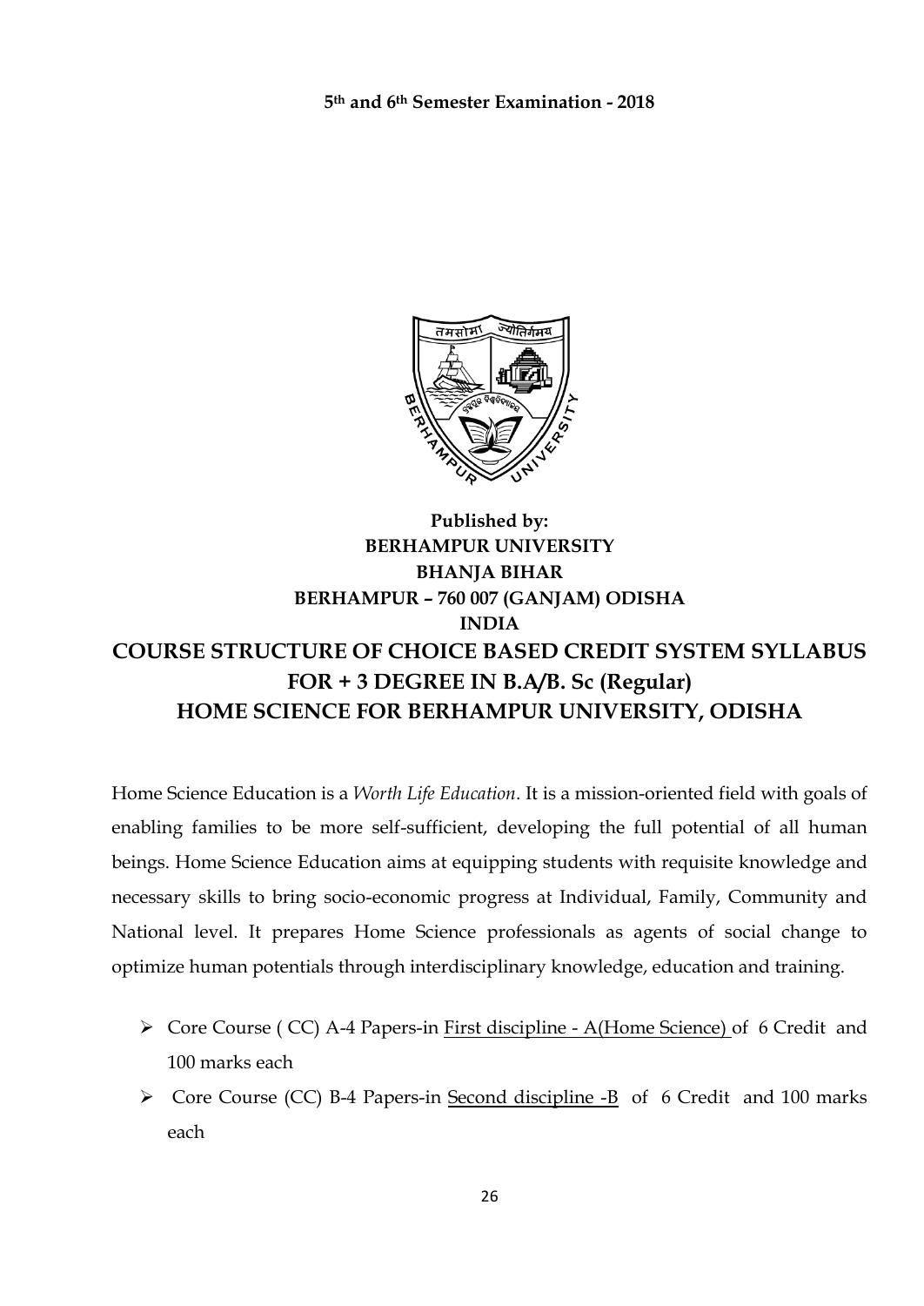**5th and 6th Semester Examination - 2018**

**Published by:**
**BERHAMPUR UNIVERSITY**
**BHANJA BIHAR**
**BERHAMPUR – 760 007 (GANJAM) ODISHA**
**INDIA**

# COURSE STRUCTURE OF CHOICE BASED CREDIT SYSTEM SYLLABUS FOR + 3 DEGREE IN B.A/B. Sc (Regular) HOME SCIENCE FOR BERHAMPUR UNIVERSITY, ODISHA

Home Science Education is a *Worth Life Education*. It is a mission-oriented field with goals of enabling families to be more self-sufficient, developing the full potential of all human beings. Home Science Education aims at equipping students with requisite knowledge and necessary skills to bring socio-economic progress at Individual, Family, Community and National level. It prepares Home Science professionals as agents of social change to optimize human potentials through interdisciplinary knowledge, education and training.

- Core Course ( CC) A-4 Papers-in First discipline - A(Home Science) of 6 Credit and 100 marks each
- Core Course (CC) B-4 Papers-in Second discipline -B of 6 Credit and 100 marks each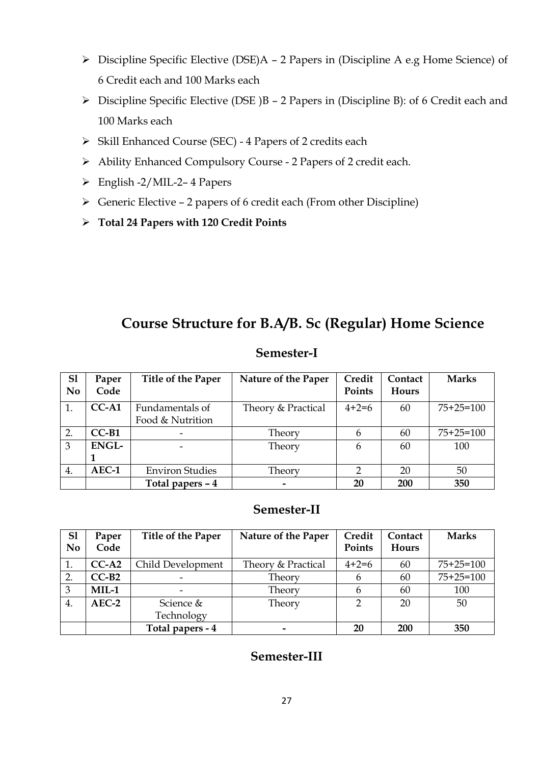- Discipline Specific Elective (DSE)A – 2 Papers in (Discipline A e.g Home Science) of 6 Credit each and 100 Marks each
- Discipline Specific Elective (DSE )B – 2 Papers in (Discipline B): of 6 Credit each and 100 Marks each
- Skill Enhanced Course (SEC) - 4 Papers of 2 credits each
- Ability Enhanced Compulsory Course - 2 Papers of 2 credit each.
- English -2/MIL-2– 4 Papers
- Generic Elective – 2 papers of 6 credit each (From other Discipline)
- **Total 24 Papers with 120 Credit Points**

## Course Structure for B.A/B. Sc (Regular) Home Science

### Semester-I

| Sl No | Paper Code | Title of the Paper | Nature of the Paper | Credit Points | Contact Hours | Marks |
|---|---|---|---|---|---|---|
| 1. | **CC-A1** | Fundamentals of Food & Nutrition | Theory & Practical | 4+2=6 | 60 | 75+25=100 |
| 2. | **CC-B1** | - | Theory | 6 | 60 | 75+25=100 |
| 3 | **ENGL-1** | - | Theory | 6 | 60 | 100 |
| 4. | **AEC-1** | Environ Studies | Theory | 2 | 20 | 50 |
| | | **Total papers – 4** | **-** | **20** | **200** | **350** |

### Semester-II

| Sl No | Paper Code | Title of the Paper | Nature of the Paper | Credit Points | Contact Hours | Marks |
|---|---|---|---|---|---|---|
| 1. | **CC-A2** | Child Development | Theory & Practical | 4+2=6 | 60 | 75+25=100 |
| 2. | **CC-B2** | - | Theory | 6 | 60 | 75+25=100 |
| 3 | **MIL-1** | - | Theory | 6 | 60 | 100 |
| 4. | **AEC-2** | Science & Technology | Theory | 2 | 20 | 50 |
| | | **Total papers - 4** | **-** | **20** | **200** | **350** |

### Semester-III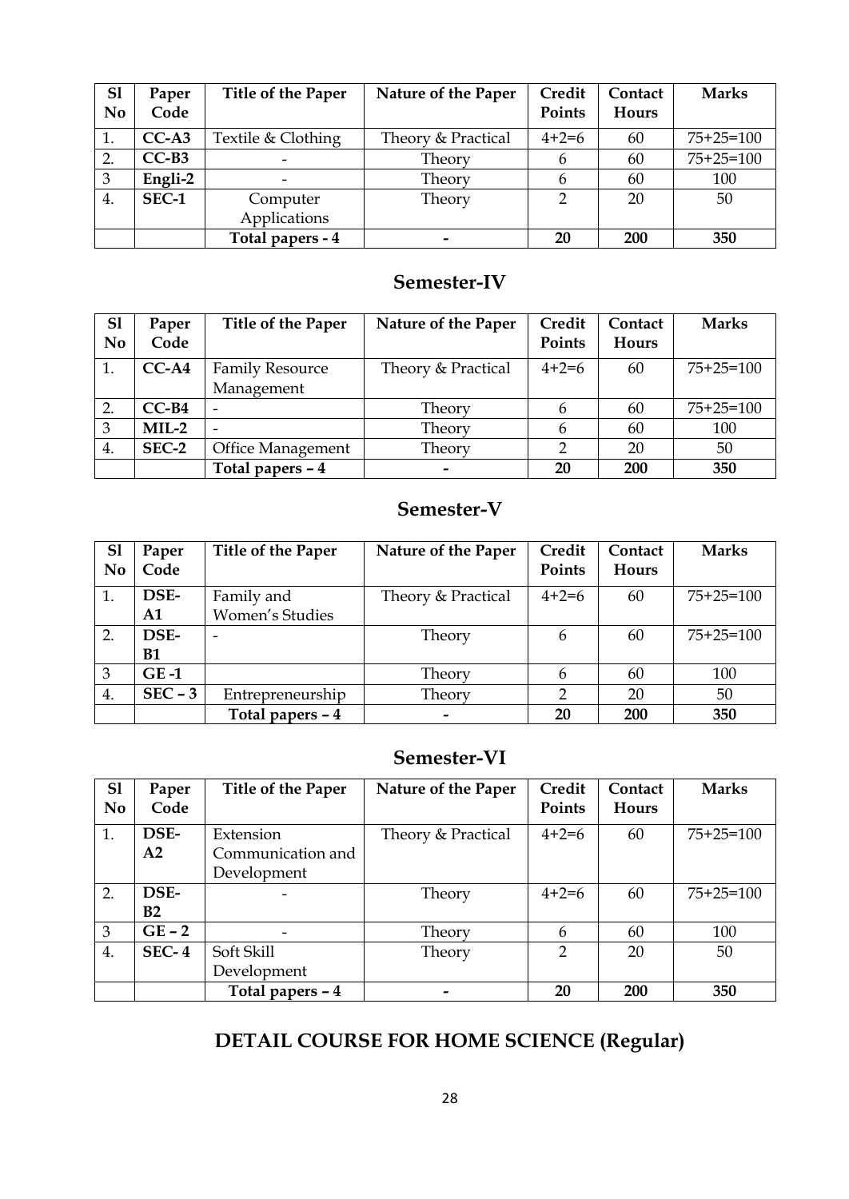| Sl No | Paper Code | Title of the Paper | Nature of the Paper | Credit Points | Contact Hours | Marks |
|---|---|---|---|---|---|---|
| 1. | **CC-A3** | Textile & Clothing | Theory & Practical | 4+2=6 | 60 | 75+25=100 |
| 2. | **CC-B3** | - | Theory | 6 | 60 | 75+25=100 |
| 3 | **Engli-2** | - | Theory | 6 | 60 | 100 |
| 4. | **SEC-1** | Computer Applications | Theory | 2 | 20 | 50 |
| | | **Total papers - 4** | **-** | **20** | **200** | **350** |

## Semester-IV

| Sl No | Paper Code | Title of the Paper | Nature of the Paper | Credit Points | Contact Hours | Marks |
|---|---|---|---|---|---|---|
| 1. | **CC-A4** | Family Resource Management | Theory & Practical | 4+2=6 | 60 | 75+25=100 |
| 2. | **CC-B4** | - | Theory | 6 | 60 | 75+25=100 |
| 3 | **MIL-2** | - | Theory | 6 | 60 | 100 |
| 4. | **SEC-2** | Office Management | Theory | 2 | 20 | 50 |
| | | **Total papers – 4** | **-** | **20** | **200** | **350** |

## Semester-V

| Sl No | Paper Code | Title of the Paper | Nature of the Paper | Credit Points | Contact Hours | Marks |
|---|---|---|---|---|---|---|
| 1. | **DSE-A1** | Family and Women's Studies | Theory & Practical | 4+2=6 | 60 | 75+25=100 |
| 2. | **DSE-B1** | - | Theory | 6 | 60 | 75+25=100 |
| 3 | **GE -1** | | Theory | 6 | 60 | 100 |
| 4. | **SEC – 3** | Entrepreneurship | Theory | 2 | 20 | 50 |
| | | **Total papers – 4** | **-** | **20** | **200** | **350** |

## Semester-VI

| Sl No | Paper Code | Title of the Paper | Nature of the Paper | Credit Points | Contact Hours | Marks |
|---|---|---|---|---|---|---|
| 1. | **DSE-A2** | Extension Communication and Development | Theory & Practical | 4+2=6 | 60 | 75+25=100 |
| 2. | **DSE-B2** | - | Theory | 4+2=6 | 60 | 75+25=100 |
| 3 | **GE – 2** | - | Theory | 6 | 60 | 100 |
| 4. | **SEC- 4** | Soft Skill Development | Theory | 2 | 20 | 50 |
| | | **Total papers – 4** | **-** | **20** | **200** | **350** |

## DETAIL COURSE FOR HOME SCIENCE (Regular)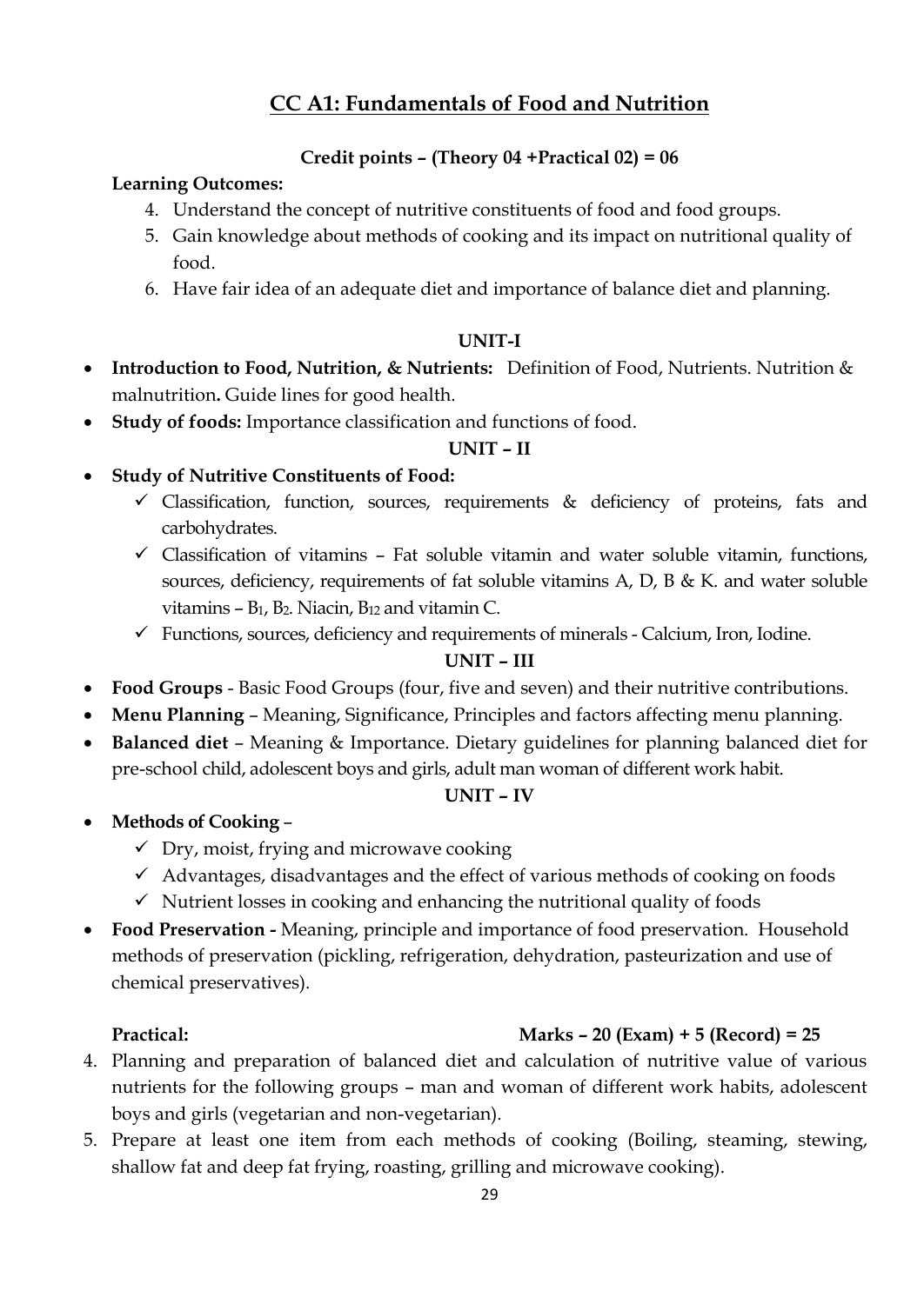## CC A1: Fundamentals of Food and Nutrition

**Credit points – (Theory 04 +Practical 02) = 06**

**Learning Outcomes:**

4. Understand the concept of nutritive constituents of food and food groups.
5. Gain knowledge about methods of cooking and its impact on nutritional quality of food.
6. Have fair idea of an adequate diet and importance of balance diet and planning.

### UNIT-I

- **Introduction to Food, Nutrition, & Nutrients:** Definition of Food, Nutrients. Nutrition & malnutrition**.** Guide lines for good health.
- **Study of foods:** Importance classification and functions of food.

### UNIT – II

- **Study of Nutritive Constituents of Food:**
  - ✓ Classification, function, sources, requirements & deficiency of proteins, fats and carbohydrates.
  - ✓ Classification of vitamins – Fat soluble vitamin and water soluble vitamin, functions, sources, deficiency, requirements of fat soluble vitamins A, D, B & K. and water soluble vitamins – $B_1$, $B_2$. Niacin, $B_{12}$ and vitamin C.
  - ✓ Functions, sources, deficiency and requirements of minerals - Calcium, Iron, Iodine.

### UNIT – III

- **Food Groups** - Basic Food Groups (four, five and seven) and their nutritive contributions.
- **Menu Planning** – Meaning, Significance, Principles and factors affecting menu planning.
- **Balanced diet** – Meaning & Importance. Dietary guidelines for planning balanced diet for pre-school child, adolescent boys and girls, adult man woman of different work habit.

### UNIT – IV

- **Methods of Cooking** –
  - ✓ Dry, moist, frying and microwave cooking
  - ✓ Advantages, disadvantages and the effect of various methods of cooking on foods
  - ✓ Nutrient losses in cooking and enhancing the nutritional quality of foods
- **Food Preservation -** Meaning, principle and importance of food preservation. Household methods of preservation (pickling, refrigeration, dehydration, pasteurization and use of chemical preservatives).

**Practical:** **Marks – 20 (Exam) + 5 (Record) = 25**

4. Planning and preparation of balanced diet and calculation of nutritive value of various nutrients for the following groups – man and woman of different work habits, adolescent boys and girls (vegetarian and non-vegetarian).
5. Prepare at least one item from each methods of cooking (Boiling, steaming, stewing, shallow fat and deep fat frying, roasting, grilling and microwave cooking).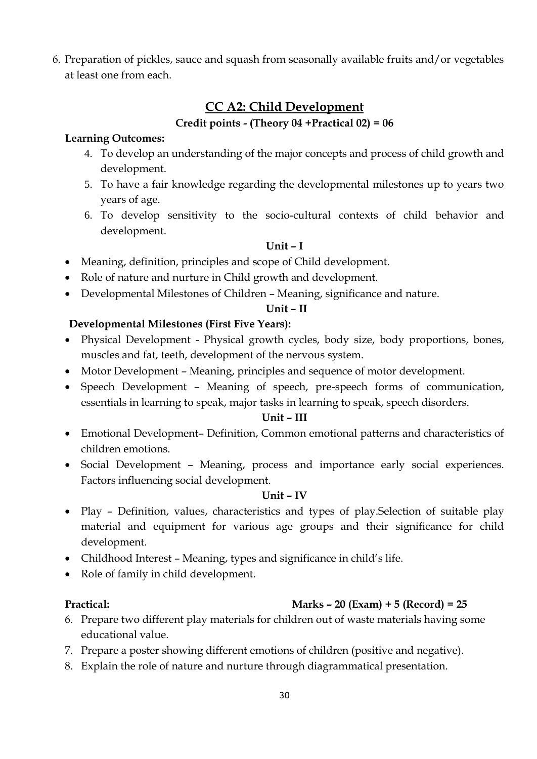6. Preparation of pickles, sauce and squash from seasonally available fruits and/or vegetables at least one from each.

## CC A2: Child Development

**Credit points - (Theory 04 +Practical 02) = 06**

**Learning Outcomes:**

4. To develop an understanding of the major concepts and process of child growth and development.
5. To have a fair knowledge regarding the developmental milestones up to years two years of age.
6. To develop sensitivity to the socio-cultural contexts of child behavior and development.

**Unit – I**

- Meaning, definition, principles and scope of Child development.
- Role of nature and nurture in Child growth and development.
- Developmental Milestones of Children – Meaning, significance and nature.

**Unit – II**

**Developmental Milestones (First Five Years):**

- Physical Development - Physical growth cycles, body size, body proportions, bones, muscles and fat, teeth, development of the nervous system.
- Motor Development – Meaning, principles and sequence of motor development.
- Speech Development – Meaning of speech, pre-speech forms of communication, essentials in learning to speak, major tasks in learning to speak, speech disorders.

**Unit – III**

- Emotional Development– Definition, Common emotional patterns and characteristics of children emotions.
- Social Development – Meaning, process and importance early social experiences. Factors influencing social development.

**Unit – IV**

- Play – Definition, values, characteristics and types of play.Selection of suitable play material and equipment for various age groups and their significance for child development.
- Childhood Interest – Meaning, types and significance in child's life.
- Role of family in child development.

**Practical:** **Marks – 20 (Exam) + 5 (Record) = 25**

6. Prepare two different play materials for children out of waste materials having some educational value.
7. Prepare a poster showing different emotions of children (positive and negative).
8. Explain the role of nature and nurture through diagrammatical presentation.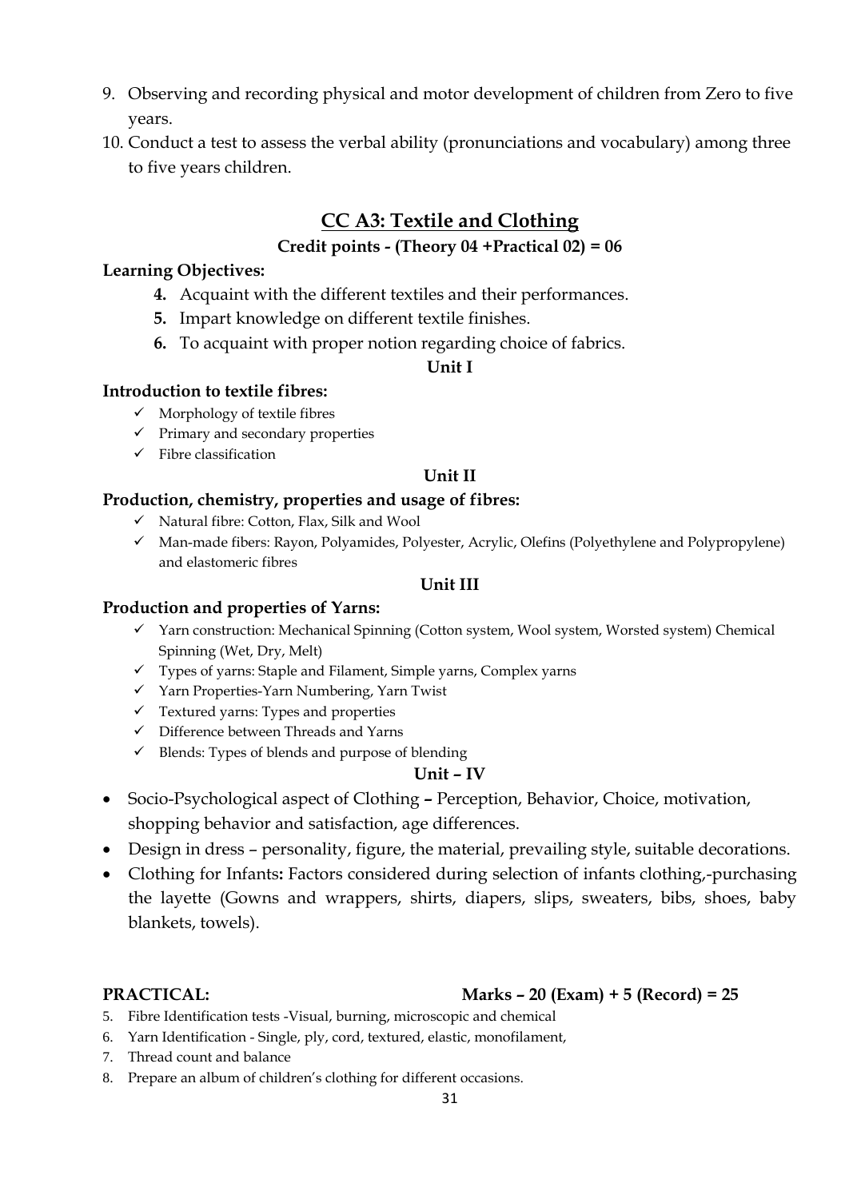9. Observing and recording physical and motor development of children from Zero to five years.
10. Conduct a test to assess the verbal ability (pronunciations and vocabulary) among three to five years children.

## CC A3: Textile and Clothing

**Credit points - (Theory 04 +Practical 02) = 06**

**Learning Objectives:**

4. Acquaint with the different textiles and their performances.
5. Impart knowledge on different textile finishes.
6. To acquaint with proper notion regarding choice of fabrics.

**Unit I**

**Introduction to textile fibres:**

- ✓ Morphology of textile fibres
- ✓ Primary and secondary properties
- ✓ Fibre classification

**Unit II**

**Production, chemistry, properties and usage of fibres:**

- ✓ Natural fibre: Cotton, Flax, Silk and Wool
- ✓ Man-made fibers: Rayon, Polyamides, Polyester, Acrylic, Olefins (Polyethylene and Polypropylene) and elastomeric fibres

**Unit III**

**Production and properties of Yarns:**

- ✓ Yarn construction: Mechanical Spinning (Cotton system, Wool system, Worsted system) Chemical Spinning (Wet, Dry, Melt)
- ✓ Types of yarns: Staple and Filament, Simple yarns, Complex yarns
- ✓ Yarn Properties-Yarn Numbering, Yarn Twist
- ✓ Textured yarns: Types and properties
- ✓ Difference between Threads and Yarns
- ✓ Blends: Types of blends and purpose of blending

**Unit – IV**

- Socio-Psychological aspect of Clothing **–** Perception, Behavior, Choice, motivation, shopping behavior and satisfaction, age differences.
- Design in dress – personality, figure, the material, prevailing style, suitable decorations.
- Clothing for Infants**:** Factors considered during selection of infants clothing,-purchasing the layette (Gowns and wrappers, shirts, diapers, slips, sweaters, bibs, shoes, baby blankets, towels).

**PRACTICAL:** **Marks – 20 (Exam) + 5 (Record) = 25**

5. Fibre Identification tests -Visual, burning, microscopic and chemical
6. Yarn Identification - Single, ply, cord, textured, elastic, monofilament,
7. Thread count and balance
8. Prepare an album of children's clothing for different occasions.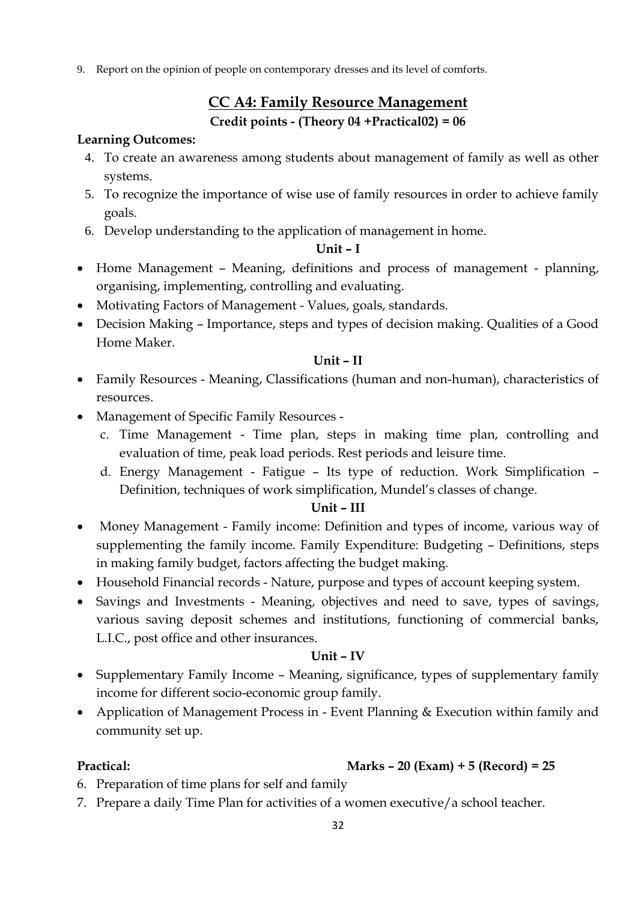9. Report on the opinion of people on contemporary dresses and its level of comforts.

## CC A4: Family Resource Management

**Credit points - (Theory 04 +Practical02) = 06**

**Learning Outcomes:**

4. To create an awareness among students about management of family as well as other systems.
5. To recognize the importance of wise use of family resources in order to achieve family goals.
6. Develop understanding to the application of management in home.

**Unit – I**

- Home Management – Meaning, definitions and process of management - planning, organising, implementing, controlling and evaluating.
- Motivating Factors of Management - Values, goals, standards.
- Decision Making – Importance, steps and types of decision making. Qualities of a Good Home Maker.

**Unit – II**

- Family Resources - Meaning, Classifications (human and non-human), characteristics of resources.
- Management of Specific Family Resources -
  c. Time Management - Time plan, steps in making time plan, controlling and evaluation of time, peak load periods. Rest periods and leisure time.
  d. Energy Management - Fatigue – Its type of reduction. Work Simplification – Definition, techniques of work simplification, Mundel's classes of change.

**Unit – III**

- Money Management - Family income: Definition and types of income, various way of supplementing the family income. Family Expenditure: Budgeting – Definitions, steps in making family budget, factors affecting the budget making.
- Household Financial records - Nature, purpose and types of account keeping system.
- Savings and Investments - Meaning, objectives and need to save, types of savings, various saving deposit schemes and institutions, functioning of commercial banks, L.I.C., post office and other insurances.

**Unit – IV**

- Supplementary Family Income – Meaning, significance, types of supplementary family income for different socio-economic group family.
- Application of Management Process in - Event Planning & Execution within family and community set up.

**Practical:** **Marks – 20 (Exam) + 5 (Record) = 25**

6. Preparation of time plans for self and family
7. Prepare a daily Time Plan for activities of a women executive/a school teacher.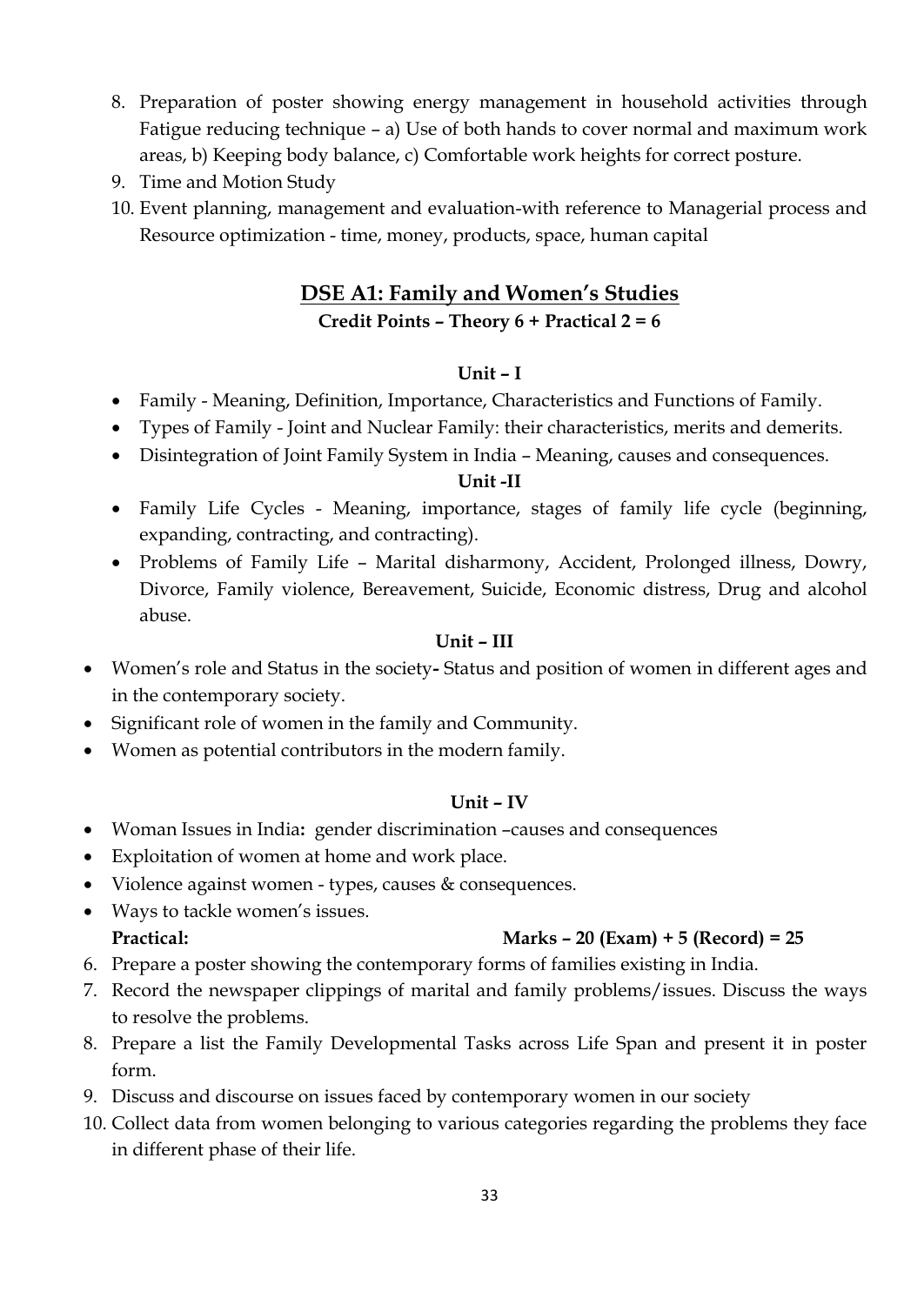8. Preparation of poster showing energy management in household activities through Fatigue reducing technique – a) Use of both hands to cover normal and maximum work areas, b) Keeping body balance, c) Comfortable work heights for correct posture.
9. Time and Motion Study
10. Event planning, management and evaluation-with reference to Managerial process and Resource optimization - time, money, products, space, human capital

## DSE A1: Family and Women's Studies

**Credit Points – Theory 6 + Practical 2 = 6**

**Unit – I**

- Family - Meaning, Definition, Importance, Characteristics and Functions of Family.
- Types of Family - Joint and Nuclear Family: their characteristics, merits and demerits.
- Disintegration of Joint Family System in India – Meaning, causes and consequences.

**Unit -II**

- Family Life Cycles - Meaning, importance, stages of family life cycle (beginning, expanding, contracting, and contracting).
- Problems of Family Life – Marital disharmony, Accident, Prolonged illness, Dowry, Divorce, Family violence, Bereavement, Suicide, Economic distress, Drug and alcohol abuse.

**Unit – III**

- Women's role and Status in the society**-** Status and position of women in different ages and in the contemporary society.
- Significant role of women in the family and Community.
- Women as potential contributors in the modern family.

**Unit – IV**

- Woman Issues in India**:** gender discrimination –causes and consequences
- Exploitation of women at home and work place.
- Violence against women - types, causes & consequences.
- Ways to tackle women's issues.

**Practical:** **Marks – 20 (Exam) + 5 (Record) = 25**

6. Prepare a poster showing the contemporary forms of families existing in India.
7. Record the newspaper clippings of marital and family problems/issues. Discuss the ways to resolve the problems.
8. Prepare a list the Family Developmental Tasks across Life Span and present it in poster form.
9. Discuss and discourse on issues faced by contemporary women in our society
10. Collect data from women belonging to various categories regarding the problems they face in different phase of their life.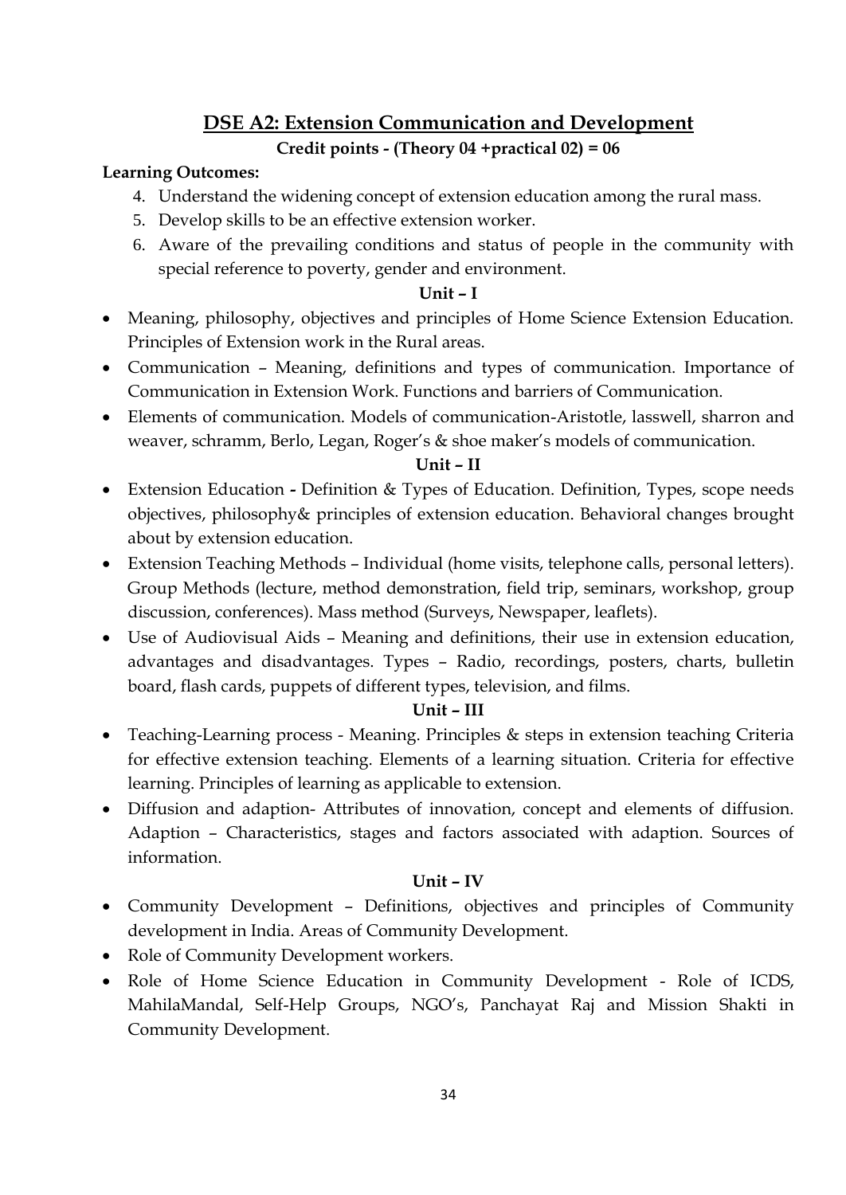## DSE A2: Extension Communication and Development

**Credit points - (Theory 04 +practical 02) = 06**

**Learning Outcomes:**

4. Understand the widening concept of extension education among the rural mass.
5. Develop skills to be an effective extension worker.
6. Aware of the prevailing conditions and status of people in the community with special reference to poverty, gender and environment.

**Unit – I**

- Meaning, philosophy, objectives and principles of Home Science Extension Education. Principles of Extension work in the Rural areas.
- Communication – Meaning, definitions and types of communication. Importance of Communication in Extension Work. Functions and barriers of Communication.
- Elements of communication. Models of communication-Aristotle, lasswell, sharron and weaver, schramm, Berlo, Legan, Roger's & shoe maker's models of communication.

**Unit – II**

- Extension Education **-** Definition & Types of Education. Definition, Types, scope needs objectives, philosophy& principles of extension education. Behavioral changes brought about by extension education.
- Extension Teaching Methods – Individual (home visits, telephone calls, personal letters). Group Methods (lecture, method demonstration, field trip, seminars, workshop, group discussion, conferences). Mass method (Surveys, Newspaper, leaflets).
- Use of Audiovisual Aids – Meaning and definitions, their use in extension education, advantages and disadvantages. Types – Radio, recordings, posters, charts, bulletin board, flash cards, puppets of different types, television, and films.

**Unit – III**

- Teaching-Learning process - Meaning. Principles & steps in extension teaching Criteria for effective extension teaching. Elements of a learning situation. Criteria for effective learning. Principles of learning as applicable to extension.
- Diffusion and adaption- Attributes of innovation, concept and elements of diffusion. Adaption – Characteristics, stages and factors associated with adaption. Sources of information.

**Unit – IV**

- Community Development – Definitions, objectives and principles of Community development in India. Areas of Community Development.
- Role of Community Development workers.
- Role of Home Science Education in Community Development - Role of ICDS, MahilaMandal, Self-Help Groups, NGO's, Panchayat Raj and Mission Shakti in Community Development.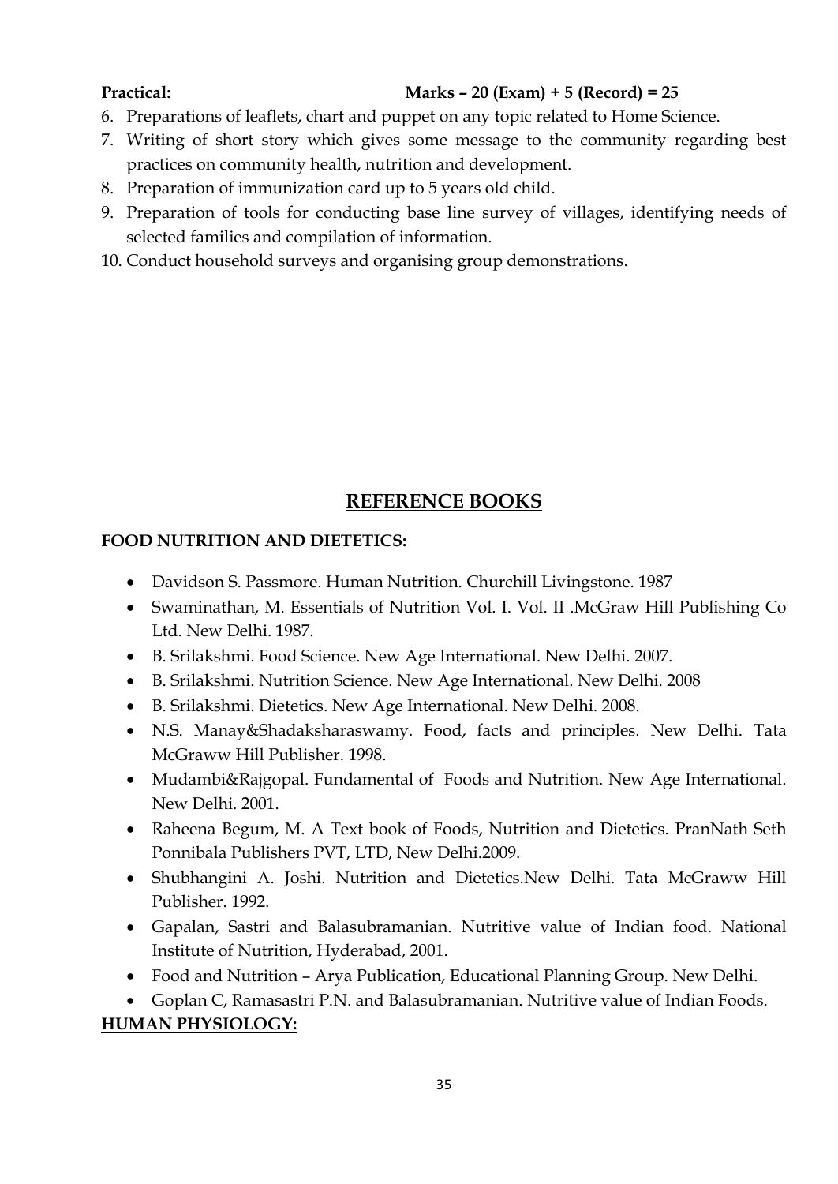**Practical: Marks – 20 (Exam) + 5 (Record) = 25**

6. Preparations of leaflets, chart and puppet on any topic related to Home Science.
7. Writing of short story which gives some message to the community regarding best practices on community health, nutrition and development.
8. Preparation of immunization card up to 5 years old child.
9. Preparation of tools for conducting base line survey of villages, identifying needs of selected families and compilation of information.
10. Conduct household surveys and organising group demonstrations.

## REFERENCE BOOKS

**FOOD NUTRITION AND DIETETICS:**

- Davidson S. Passmore. Human Nutrition. Churchill Livingstone. 1987
- Swaminathan, M. Essentials of Nutrition Vol. I. Vol. II .McGraw Hill Publishing Co Ltd. New Delhi. 1987.
- B. Srilakshmi. Food Science. New Age International. New Delhi. 2007.
- B. Srilakshmi. Nutrition Science. New Age International. New Delhi. 2008
- B. Srilakshmi. Dietetics. New Age International. New Delhi. 2008.
- N.S. Manay&Shadaksharaswamy. Food, facts and principles. New Delhi. Tata McGraww Hill Publisher. 1998.
- Mudambi&Rajgopal. Fundamental of Foods and Nutrition. New Age International. New Delhi. 2001.
- Raheena Begum, M. A Text book of Foods, Nutrition and Dietetics. PranNath Seth Ponnibala Publishers PVT, LTD, New Delhi.2009.
- Shubhangini A. Joshi. Nutrition and Dietetics.New Delhi. Tata McGraww Hill Publisher. 1992.
- Gapalan, Sastri and Balasubramanian. Nutritive value of Indian food. National Institute of Nutrition, Hyderabad, 2001.
- Food and Nutrition – Arya Publication, Educational Planning Group. New Delhi.
- Goplan C, Ramasastri P.N. and Balasubramanian. Nutritive value of Indian Foods.

**HUMAN PHYSIOLOGY:**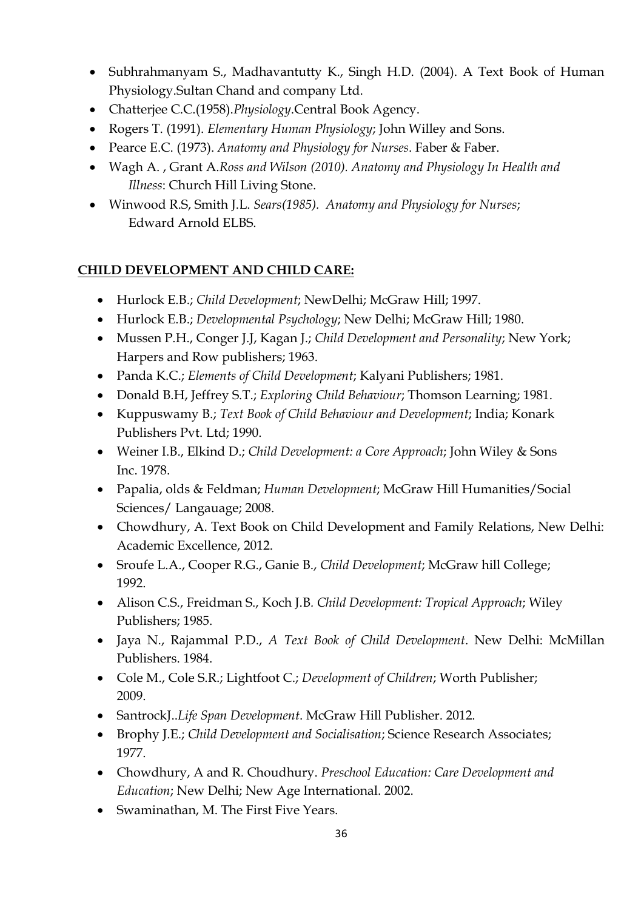- Subhrahmanyam S., Madhavantutty K., Singh H.D. (2004). A Text Book of Human Physiology.Sultan Chand and company Ltd.
- Chatterjee C.C.(1958).*Physiology*.Central Book Agency.
- Rogers T. (1991). *Elementary Human Physiology*; John Willey and Sons.
- Pearce E.C. (1973). *Anatomy and Physiology for Nurses*. Faber & Faber.
- Wagh A. , Grant A.*Ross and Wilson (2010). Anatomy and Physiology In Health and Illness*: Church Hill Living Stone.
- Winwood R.S, Smith J.L. *Sears(1985). Anatomy and Physiology for Nurses*; Edward Arnold ELBS.

**<u>CHILD DEVELOPMENT AND CHILD CARE:</u>**

- Hurlock E.B.; *Child Development*; NewDelhi; McGraw Hill; 1997.
- Hurlock E.B.; *Developmental Psychology*; New Delhi; McGraw Hill; 1980.
- Mussen P.H., Conger J.J, Kagan J.; *Child Development and Personality*; New York; Harpers and Row publishers; 1963.
- Panda K.C.; *Elements of Child Development*; Kalyani Publishers; 1981.
- Donald B.H, Jeffrey S.T.; *Exploring Child Behaviour*; Thomson Learning; 1981.
- Kuppuswamy B.; *Text Book of Child Behaviour and Development*; India; Konark Publishers Pvt. Ltd; 1990.
- Weiner I.B., Elkind D.; *Child Development: a Core Approach*; John Wiley & Sons Inc. 1978.
- Papalia, olds & Feldman; *Human Development*; McGraw Hill Humanities/Social Sciences/ Langauage; 2008.
- Chowdhury, A. Text Book on Child Development and Family Relations, New Delhi: Academic Excellence, 2012.
- Sroufe L.A., Cooper R.G., Ganie B., *Child Development*; McGraw hill College; 1992.
- Alison C.S., Freidman S., Koch J.B. *Child Development: Tropical Approach*; Wiley Publishers; 1985.
- Jaya N., Rajammal P.D., *A Text Book of Child Development*. New Delhi: McMillan Publishers. 1984.
- Cole M., Cole S.R.; Lightfoot C.; *Development of Children*; Worth Publisher; 2009.
- SantrockJ..*Life Span Development*. McGraw Hill Publisher. 2012.
- Brophy J.E.; *Child Development and Socialisation*; Science Research Associates; 1977.
- Chowdhury, A and R. Choudhury. *Preschool Education: Care Development and Education*; New Delhi; New Age International. 2002.
- Swaminathan, M. The First Five Years.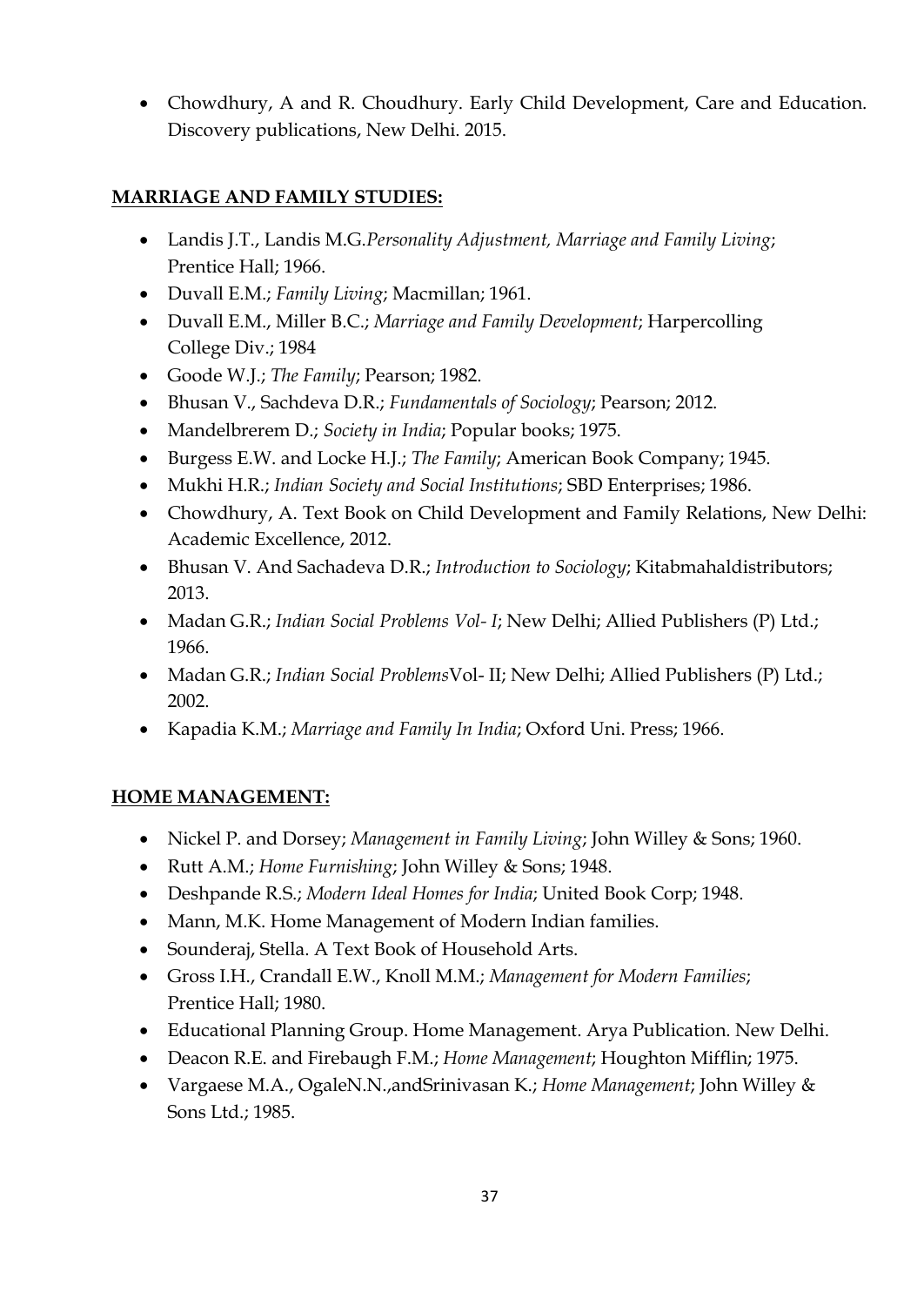- Chowdhury, A and R. Choudhury. Early Child Development, Care and Education. Discovery publications, New Delhi. 2015.

**MARRIAGE AND FAMILY STUDIES:**

- Landis J.T., Landis M.G.*Personality Adjustment, Marriage and Family Living*; Prentice Hall; 1966.
- Duvall E.M.; *Family Living*; Macmillan; 1961.
- Duvall E.M., Miller B.C.; *Marriage and Family Development*; Harpercolling College Div.; 1984
- Goode W.J.; *The Family*; Pearson; 1982.
- Bhusan V., Sachdeva D.R.; *Fundamentals of Sociology*; Pearson; 2012.
- Mandelbrerem D.; *Society in India*; Popular books; 1975.
- Burgess E.W. and Locke H.J.; *The Family*; American Book Company; 1945.
- Mukhi H.R.; *Indian Society and Social Institutions*; SBD Enterprises; 1986.
- Chowdhury, A. Text Book on Child Development and Family Relations, New Delhi: Academic Excellence, 2012.
- Bhusan V. And Sachadeva D.R.; *Introduction to Sociology*; Kitabmahaldistributors; 2013.
- Madan G.R.; *Indian Social Problems Vol- I*; New Delhi; Allied Publishers (P) Ltd.; 1966.
- Madan G.R.; *Indian Social Problems*Vol- II; New Delhi; Allied Publishers (P) Ltd.; 2002.
- Kapadia K.M.; *Marriage and Family In India*; Oxford Uni. Press; 1966.

**HOME MANAGEMENT:**

- Nickel P. and Dorsey; *Management in Family Living*; John Willey & Sons; 1960.
- Rutt A.M.; *Home Furnishing*; John Willey & Sons; 1948.
- Deshpande R.S.; *Modern Ideal Homes for India*; United Book Corp; 1948.
- Mann, M.K. Home Management of Modern Indian families.
- Sounderaj, Stella. A Text Book of Household Arts.
- Gross I.H., Crandall E.W., Knoll M.M.; *Management for Modern Families*; Prentice Hall; 1980.
- Educational Planning Group. Home Management. Arya Publication. New Delhi.
- Deacon R.E. and Firebaugh F.M.; *Home Management*; Houghton Mifflin; 1975.
- Vargaese M.A., OgaleN.N.,andSrinivasan K.; *Home Management*; John Willey & Sons Ltd.; 1985.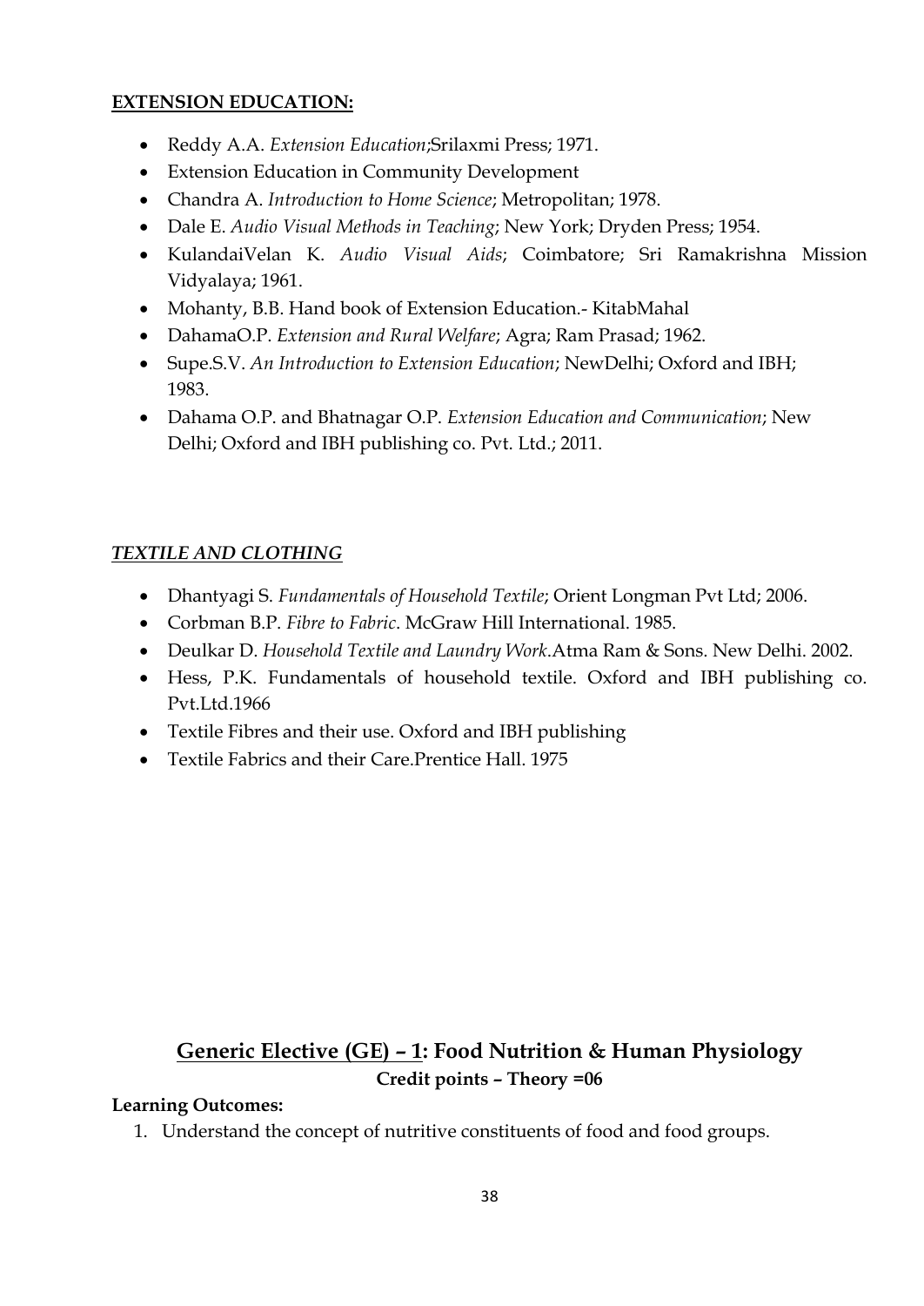**EXTENSION EDUCATION:**

- Reddy A.A. *Extension Education*;Srilaxmi Press; 1971.
- Extension Education in Community Development
- Chandra A. *Introduction to Home Science*; Metropolitan; 1978.
- Dale E. *Audio Visual Methods in Teaching*; New York; Dryden Press; 1954.
- KulandaiVelan K. *Audio Visual Aids*; Coimbatore; Sri Ramakrishna Mission Vidyalaya; 1961.
- Mohanty, B.B. Hand book of Extension Education.- KitabMahal
- DahamaO.P. *Extension and Rural Welfare*; Agra; Ram Prasad; 1962.
- Supe.S.V. *An Introduction to Extension Education*; NewDelhi; Oxford and IBH; 1983.
- Dahama O.P. and Bhatnagar O.P. *Extension Education and Communication*; New Delhi; Oxford and IBH publishing co. Pvt. Ltd.; 2011.

***TEXTILE AND CLOTHING***

- Dhantyagi S. *Fundamentals of Household Textile*; Orient Longman Pvt Ltd; 2006.
- Corbman B.P. *Fibre to Fabric*. McGraw Hill International. 1985.
- Deulkar D. *Household Textile and Laundry Work*.Atma Ram & Sons. New Delhi. 2002.
- Hess, P.K. Fundamentals of household textile. Oxford and IBH publishing co. Pvt.Ltd.1966
- Textile Fibres and their use. Oxford and IBH publishing
- Textile Fabrics and their Care.Prentice Hall. 1975

## Generic Elective (GE) – 1: Food Nutrition & Human Physiology

**Credit points – Theory =06**

**Learning Outcomes:**

1. Understand the concept of nutritive constituents of food and food groups.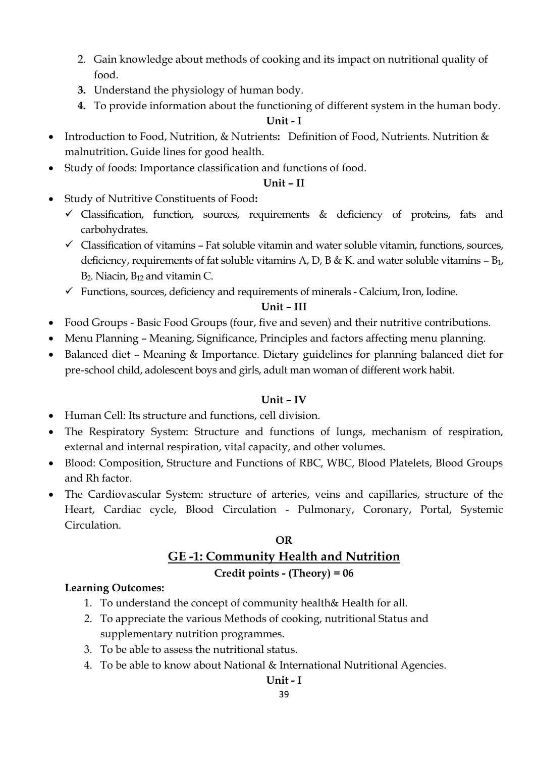2. Gain knowledge about methods of cooking and its impact on nutritional quality of food.
3. Understand the physiology of human body.
4. To provide information about the functioning of different system in the human body.

**Unit - I**

- Introduction to Food, Nutrition, & Nutrients**:** Definition of Food, Nutrients. Nutrition & malnutrition**.** Guide lines for good health.
- Study of foods: Importance classification and functions of food.

**Unit – II**

- Study of Nutritive Constituents of Food**:**
  - ✓ Classification, function, sources, requirements & deficiency of proteins, fats and carbohydrates.
  - ✓ Classification of vitamins – Fat soluble vitamin and water soluble vitamin, functions, sources, deficiency, requirements of fat soluble vitamins A, D, B & K. and water soluble vitamins – $B_1$, $B_2$. Niacin, $B_{12}$ and vitamin C.
  - ✓ Functions, sources, deficiency and requirements of minerals - Calcium, Iron, Iodine.

**Unit – III**

- Food Groups - Basic Food Groups (four, five and seven) and their nutritive contributions.
- Menu Planning – Meaning, Significance, Principles and factors affecting menu planning.
- Balanced diet – Meaning & Importance. Dietary guidelines for planning balanced diet for pre-school child, adolescent boys and girls, adult man woman of different work habit.

**Unit – IV**

- Human Cell: Its structure and functions, cell division.
- The Respiratory System: Structure and functions of lungs, mechanism of respiration, external and internal respiration, vital capacity, and other volumes.
- Blood: Composition, Structure and Functions of RBC, WBC, Blood Platelets, Blood Groups and Rh factor.
- The Cardiovascular System: structure of arteries, veins and capillaries, structure of the Heart, Cardiac cycle, Blood Circulation - Pulmonary, Coronary, Portal, Systemic Circulation.

**OR**

## GE -1: Community Health and Nutrition

**Credit points - (Theory) = 06**

**Learning Outcomes:**

1. To understand the concept of community health& Health for all.
2. To appreciate the various Methods of cooking, nutritional Status and supplementary nutrition programmes.
3. To be able to assess the nutritional status.
4. To be able to know about National & International Nutritional Agencies.

**Unit - I**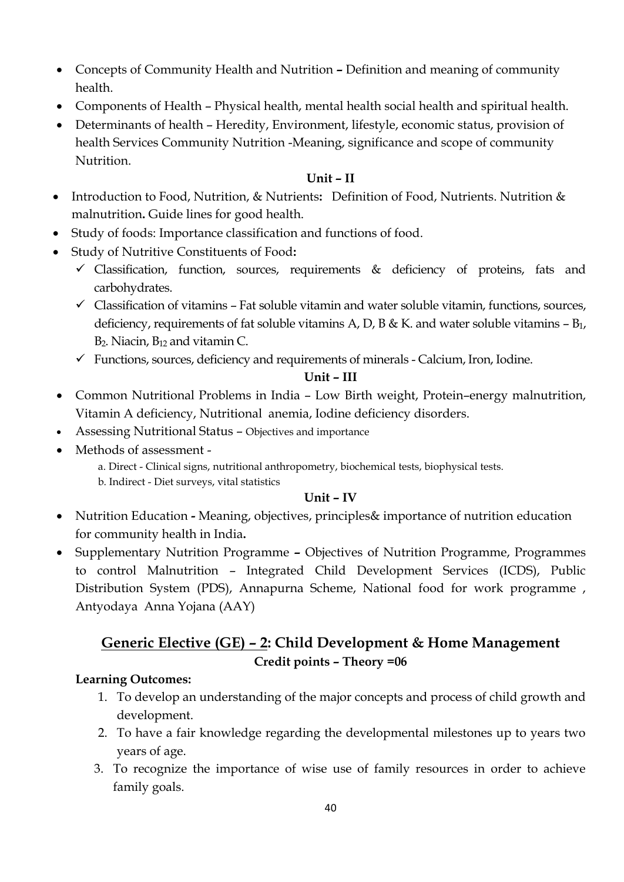- Concepts of Community Health and Nutrition **–** Definition and meaning of community health.
- Components of Health – Physical health, mental health social health and spiritual health.
- Determinants of health – Heredity, Environment, lifestyle, economic status, provision of health Services Community Nutrition -Meaning, significance and scope of community Nutrition.

**Unit – II**

- Introduction to Food, Nutrition, & Nutrients**:** Definition of Food, Nutrients. Nutrition & malnutrition**.** Guide lines for good health.
- Study of foods: Importance classification and functions of food.
- Study of Nutritive Constituents of Food**:**
  - ✓ Classification, function, sources, requirements & deficiency of proteins, fats and carbohydrates.
  - ✓ Classification of vitamins – Fat soluble vitamin and water soluble vitamin, functions, sources, deficiency, requirements of fat soluble vitamins A, D, B & K. and water soluble vitamins – $B_1$, $B_2$. Niacin, $B_{12}$ and vitamin C.
  - ✓ Functions, sources, deficiency and requirements of minerals - Calcium, Iron, Iodine.

**Unit – III**

- Common Nutritional Problems in India – Low Birth weight, Protein–energy malnutrition, Vitamin A deficiency, Nutritional anemia, Iodine deficiency disorders.
- Assessing Nutritional Status – Objectives and importance
- Methods of assessment -
  - a. Direct - Clinical signs, nutritional anthropometry, biochemical tests, biophysical tests.
  - b. Indirect - Diet surveys, vital statistics

**Unit – IV**

- Nutrition Education **-** Meaning, objectives, principles& importance of nutrition education for community health in India**.**
- Supplementary Nutrition Programme **–** Objectives of Nutrition Programme, Programmes to control Malnutrition – Integrated Child Development Services (ICDS), Public Distribution System (PDS), Annapurna Scheme, National food for work programme , Antyodaya Anna Yojana (AAY)

## Generic Elective (GE) – 2: Child Development & Home Management

**Credit points – Theory =06**

**Learning Outcomes:**

1. To develop an understanding of the major concepts and process of child growth and development.
2. To have a fair knowledge regarding the developmental milestones up to years two years of age.
3. To recognize the importance of wise use of family resources in order to achieve family goals.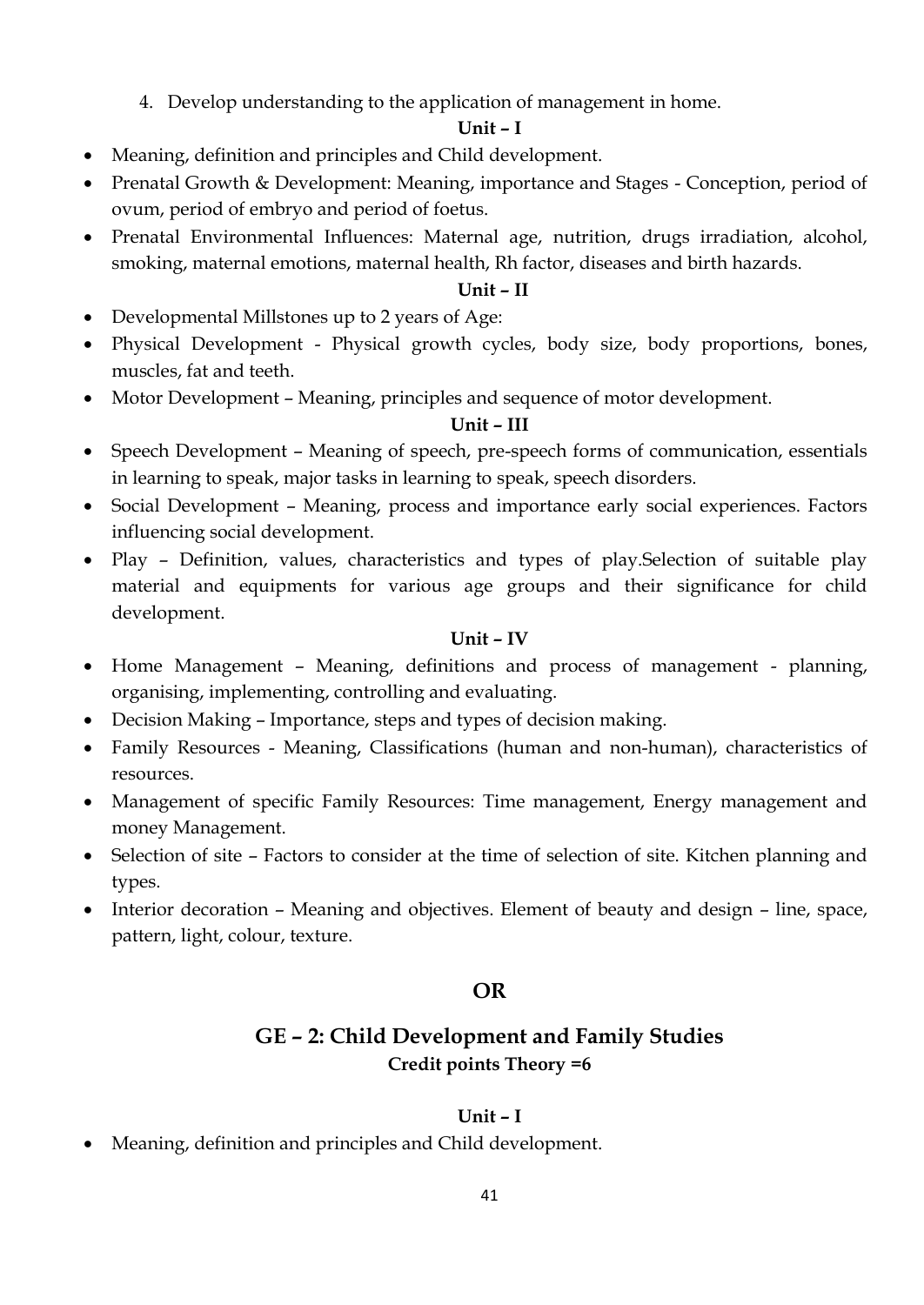4. Develop understanding to the application of management in home.

**Unit – I**

- Meaning, definition and principles and Child development.
- Prenatal Growth & Development: Meaning, importance and Stages - Conception, period of ovum, period of embryo and period of foetus.
- Prenatal Environmental Influences: Maternal age, nutrition, drugs irradiation, alcohol, smoking, maternal emotions, maternal health, Rh factor, diseases and birth hazards.

**Unit – II**

- Developmental Millstones up to 2 years of Age:
- Physical Development - Physical growth cycles, body size, body proportions, bones, muscles, fat and teeth.
- Motor Development – Meaning, principles and sequence of motor development.

**Unit – III**

- Speech Development – Meaning of speech, pre-speech forms of communication, essentials in learning to speak, major tasks in learning to speak, speech disorders.
- Social Development – Meaning, process and importance early social experiences. Factors influencing social development.
- Play – Definition, values, characteristics and types of play.Selection of suitable play material and equipments for various age groups and their significance for child development.

**Unit – IV**

- Home Management – Meaning, definitions and process of management - planning, organising, implementing, controlling and evaluating.
- Decision Making – Importance, steps and types of decision making.
- Family Resources - Meaning, Classifications (human and non-human), characteristics of resources.
- Management of specific Family Resources: Time management, Energy management and money Management.
- Selection of site – Factors to consider at the time of selection of site. Kitchen planning and types.
- Interior decoration – Meaning and objectives. Element of beauty and design – line, space, pattern, light, colour, texture.

**OR**

## GE – 2: Child Development and Family Studies

**Credit points Theory =6**

**Unit – I**

- Meaning, definition and principles and Child development.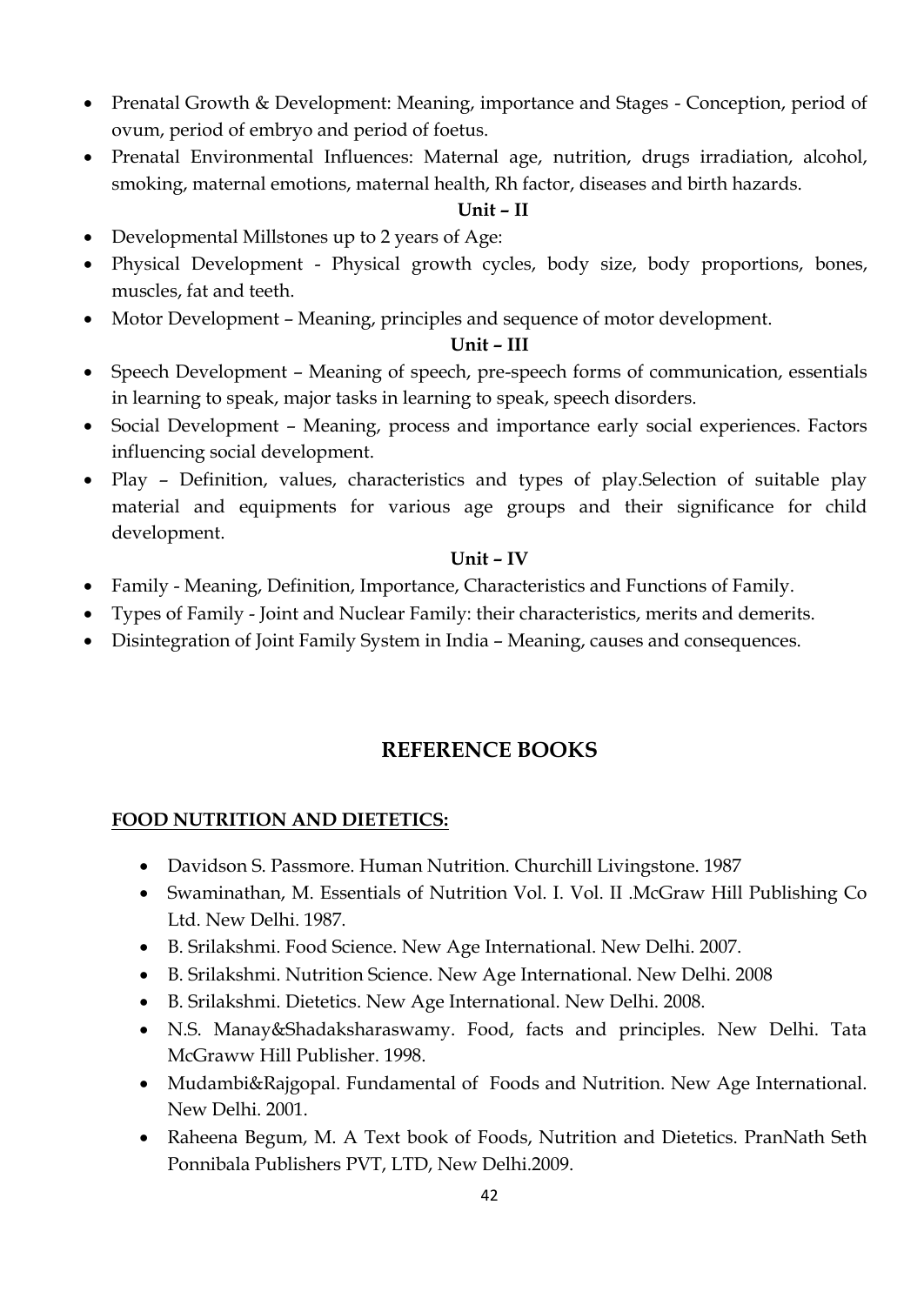- Prenatal Growth & Development: Meaning, importance and Stages - Conception, period of ovum, period of embryo and period of foetus.
- Prenatal Environmental Influences: Maternal age, nutrition, drugs irradiation, alcohol, smoking, maternal emotions, maternal health, Rh factor, diseases and birth hazards.

**Unit – II**

- Developmental Millstones up to 2 years of Age:
- Physical Development - Physical growth cycles, body size, body proportions, bones, muscles, fat and teeth.
- Motor Development – Meaning, principles and sequence of motor development.

**Unit – III**

- Speech Development – Meaning of speech, pre-speech forms of communication, essentials in learning to speak, major tasks in learning to speak, speech disorders.
- Social Development – Meaning, process and importance early social experiences. Factors influencing social development.
- Play – Definition, values, characteristics and types of play.Selection of suitable play material and equipments for various age groups and their significance for child development.

**Unit – IV**

- Family - Meaning, Definition, Importance, Characteristics and Functions of Family.
- Types of Family - Joint and Nuclear Family: their characteristics, merits and demerits.
- Disintegration of Joint Family System in India – Meaning, causes and consequences.

## REFERENCE BOOKS

### FOOD NUTRITION AND DIETETICS:

- Davidson S. Passmore. Human Nutrition. Churchill Livingstone. 1987
- Swaminathan, M. Essentials of Nutrition Vol. I. Vol. II .McGraw Hill Publishing Co Ltd. New Delhi. 1987.
- B. Srilakshmi. Food Science. New Age International. New Delhi. 2007.
- B. Srilakshmi. Nutrition Science. New Age International. New Delhi. 2008
- B. Srilakshmi. Dietetics. New Age International. New Delhi. 2008.
- N.S. Manay&Shadaksharaswamy. Food, facts and principles. New Delhi. Tata McGraww Hill Publisher. 1998.
- Mudambi&Rajgopal. Fundamental of Foods and Nutrition. New Age International. New Delhi. 2001.
- Raheena Begum, M. A Text book of Foods, Nutrition and Dietetics. PranNath Seth Ponnibala Publishers PVT, LTD, New Delhi.2009.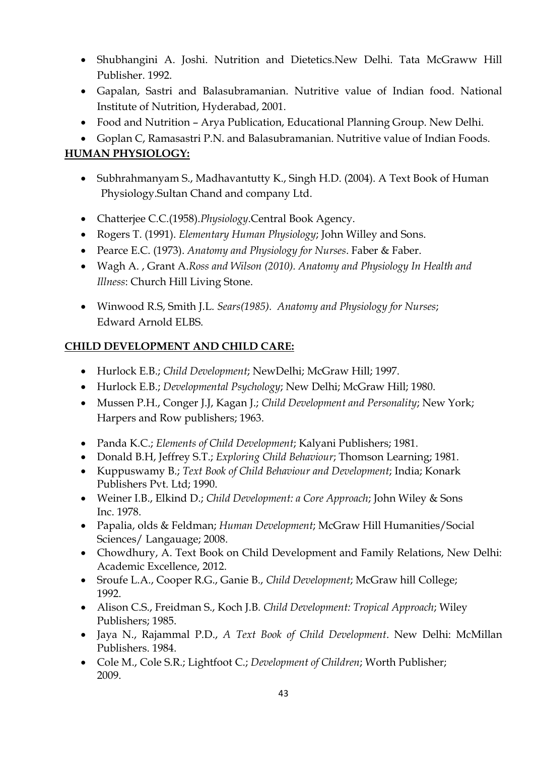- Shubhangini A. Joshi. Nutrition and Dietetics.New Delhi. Tata McGraww Hill Publisher. 1992.
- Gapalan, Sastri and Balasubramanian. Nutritive value of Indian food. National Institute of Nutrition, Hyderabad, 2001.
- Food and Nutrition – Arya Publication, Educational Planning Group. New Delhi.
- Goplan C, Ramasastri P.N. and Balasubramanian. Nutritive value of Indian Foods.

**HUMAN PHYSIOLOGY:**

- Subhrahmanyam S., Madhavantutty K., Singh H.D. (2004). A Text Book of Human Physiology.Sultan Chand and company Ltd.
- Chatterjee C.C.(1958).*Physiology*.Central Book Agency.
- Rogers T. (1991). *Elementary Human Physiology*; John Willey and Sons.
- Pearce E.C. (1973). *Anatomy and Physiology for Nurses*. Faber & Faber.
- Wagh A. , Grant A.*Ross and Wilson (2010). Anatomy and Physiology In Health and Illness*: Church Hill Living Stone.
- Winwood R.S, Smith J.L. *Sears(1985). Anatomy and Physiology for Nurses*; Edward Arnold ELBS.

**CHILD DEVELOPMENT AND CHILD CARE:**

- Hurlock E.B.; *Child Development*; NewDelhi; McGraw Hill; 1997.
- Hurlock E.B.; *Developmental Psychology*; New Delhi; McGraw Hill; 1980.
- Mussen P.H., Conger J.J, Kagan J.; *Child Development and Personality*; New York; Harpers and Row publishers; 1963.
- Panda K.C.; *Elements of Child Development*; Kalyani Publishers; 1981.
- Donald B.H, Jeffrey S.T.; *Exploring Child Behaviour*; Thomson Learning; 1981.
- Kuppuswamy B.; *Text Book of Child Behaviour and Development*; India; Konark Publishers Pvt. Ltd; 1990.
- Weiner I.B., Elkind D.; *Child Development: a Core Approach*; John Wiley & Sons Inc. 1978.
- Papalia, olds & Feldman; *Human Development*; McGraw Hill Humanities/Social Sciences/ Langauage; 2008.
- Chowdhury, A. Text Book on Child Development and Family Relations, New Delhi: Academic Excellence, 2012.
- Sroufe L.A., Cooper R.G., Ganie B., *Child Development*; McGraw hill College; 1992.
- Alison C.S., Freidman S., Koch J.B. *Child Development: Tropical Approach*; Wiley Publishers; 1985.
- Jaya N., Rajammal P.D., *A Text Book of Child Development*. New Delhi: McMillan Publishers. 1984.
- Cole M., Cole S.R.; Lightfoot C.; *Development of Children*; Worth Publisher; 2009.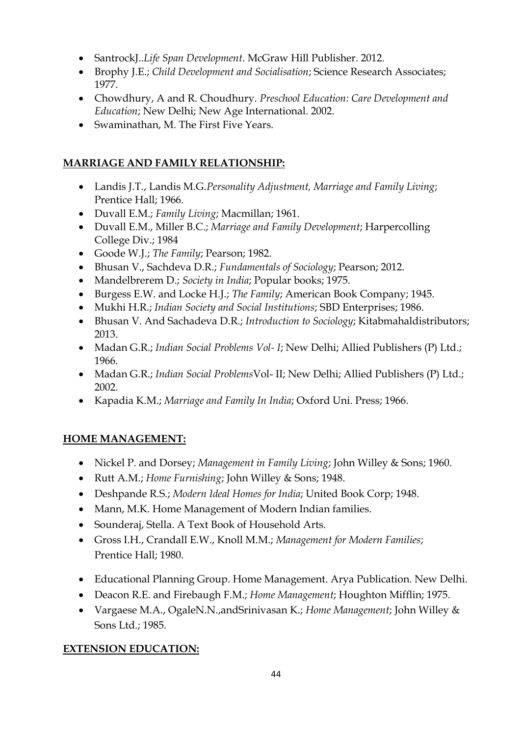- SantrockJ..*Life Span Development*. McGraw Hill Publisher. 2012.
- Brophy J.E.; *Child Development and Socialisation*; Science Research Associates; 1977.
- Chowdhury, A and R. Choudhury. *Preschool Education: Care Development and Education*; New Delhi; New Age International. 2002.
- Swaminathan, M. The First Five Years.

## MARRIAGE AND FAMILY RELATIONSHIP:

- Landis J.T., Landis M.G.*Personality Adjustment, Marriage and Family Living*; Prentice Hall; 1966.
- Duvall E.M.; *Family Living*; Macmillan; 1961.
- Duvall E.M., Miller B.C.; *Marriage and Family Development*; Harpercolling College Div.; 1984
- Goode W.J.; *The Family*; Pearson; 1982.
- Bhusan V., Sachdeva D.R.; *Fundamentals of Sociology*; Pearson; 2012.
- Mandelbrerem D.; *Society in India*; Popular books; 1975.
- Burgess E.W. and Locke H.J.; *The Family*; American Book Company; 1945.
- Mukhi H.R.; *Indian Society and Social Institutions*; SBD Enterprises; 1986.
- Bhusan V. And Sachadeva D.R.; *Introduction to Sociology*; Kitabmahaldistributors; 2013.
- Madan G.R.; *Indian Social Problems Vol- I*; New Delhi; Allied Publishers (P) Ltd.; 1966.
- Madan G.R.; *Indian Social Problems*Vol- II; New Delhi; Allied Publishers (P) Ltd.; 2002.
- Kapadia K.M.; *Marriage and Family In India*; Oxford Uni. Press; 1966.

## HOME MANAGEMENT:

- Nickel P. and Dorsey; *Management in Family Living*; John Willey & Sons; 1960.
- Rutt A.M.; *Home Furnishing*; John Willey & Sons; 1948.
- Deshpande R.S.; *Modern Ideal Homes for India*; United Book Corp; 1948.
- Mann, M.K. Home Management of Modern Indian families.
- Sounderaj, Stella. A Text Book of Household Arts.
- Gross I.H., Crandall E.W., Knoll M.M.; *Management for Modern Families*; Prentice Hall; 1980.
- Educational Planning Group. Home Management. Arya Publication. New Delhi.
- Deacon R.E. and Firebaugh F.M.; *Home Management*; Houghton Mifflin; 1975.
- Vargaese M.A., OgaleN.N.,andSrinivasan K.; *Home Management*; John Willey & Sons Ltd.; 1985.

## EXTENSION EDUCATION: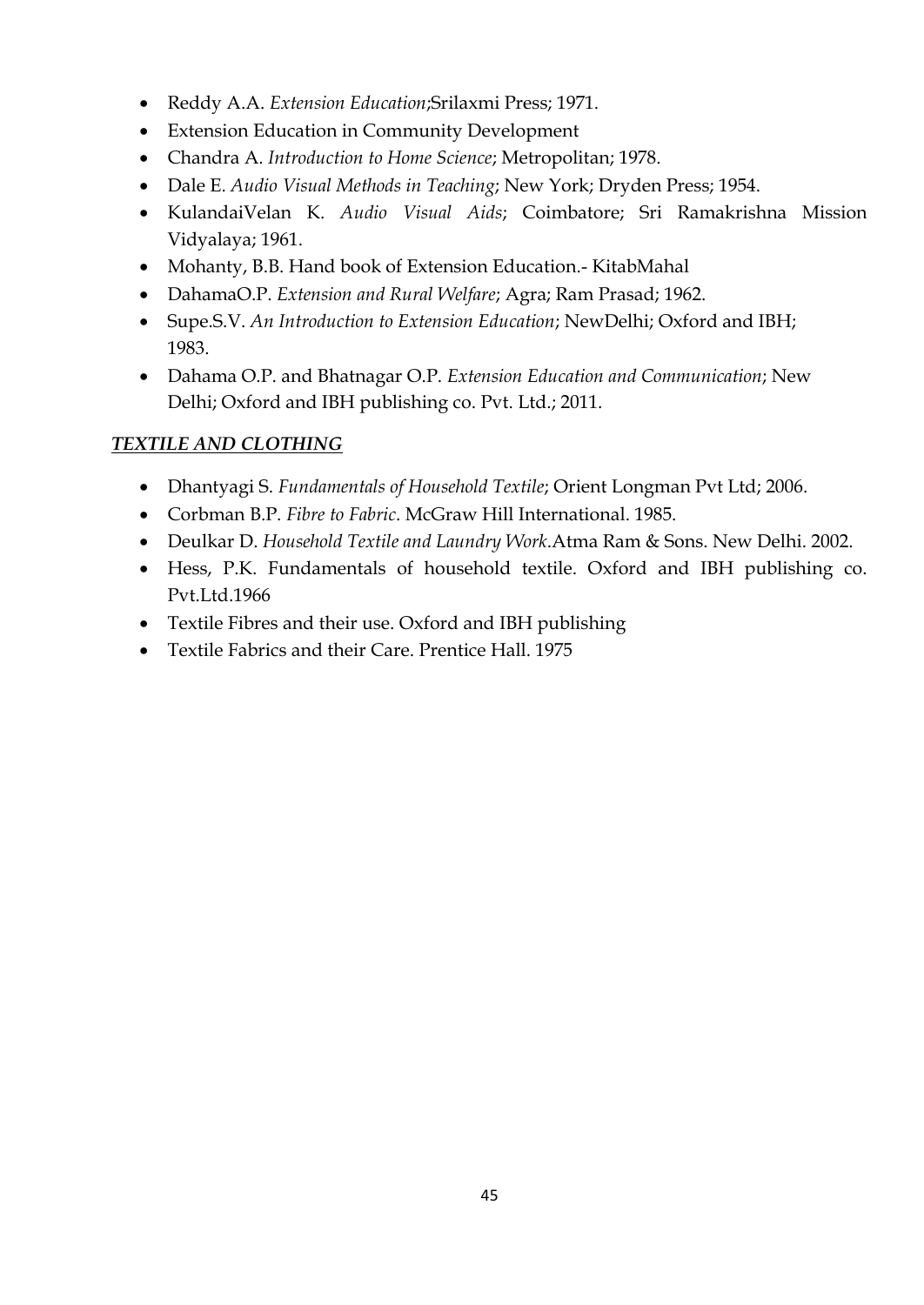- Reddy A.A. *Extension Education*;Srilaxmi Press; 1971.
- Extension Education in Community Development
- Chandra A. *Introduction to Home Science*; Metropolitan; 1978.
- Dale E. *Audio Visual Methods in Teaching*; New York; Dryden Press; 1954.
- KulandaiVelan K. *Audio Visual Aids*; Coimbatore; Sri Ramakrishna Mission Vidyalaya; 1961.
- Mohanty, B.B. Hand book of Extension Education.- KitabMahal
- DahamaO.P. *Extension and Rural Welfare*; Agra; Ram Prasad; 1962.
- Supe.S.V. *An Introduction to Extension Education*; NewDelhi; Oxford and IBH; 1983.
- Dahama O.P. and Bhatnagar O.P. *Extension Education and Communication*; New Delhi; Oxford and IBH publishing co. Pvt. Ltd.; 2011.

***TEXTILE AND CLOTHING***

- Dhantyagi S. *Fundamentals of Household Textile*; Orient Longman Pvt Ltd; 2006.
- Corbman B.P. *Fibre to Fabric*. McGraw Hill International. 1985.
- Deulkar D. *Household Textile and Laundry Work*.Atma Ram & Sons. New Delhi. 2002.
- Hess, P.K. Fundamentals of household textile. Oxford and IBH publishing co. Pvt.Ltd.1966
- Textile Fibres and their use. Oxford and IBH publishing
- Textile Fabrics and their Care. Prentice Hall. 1975